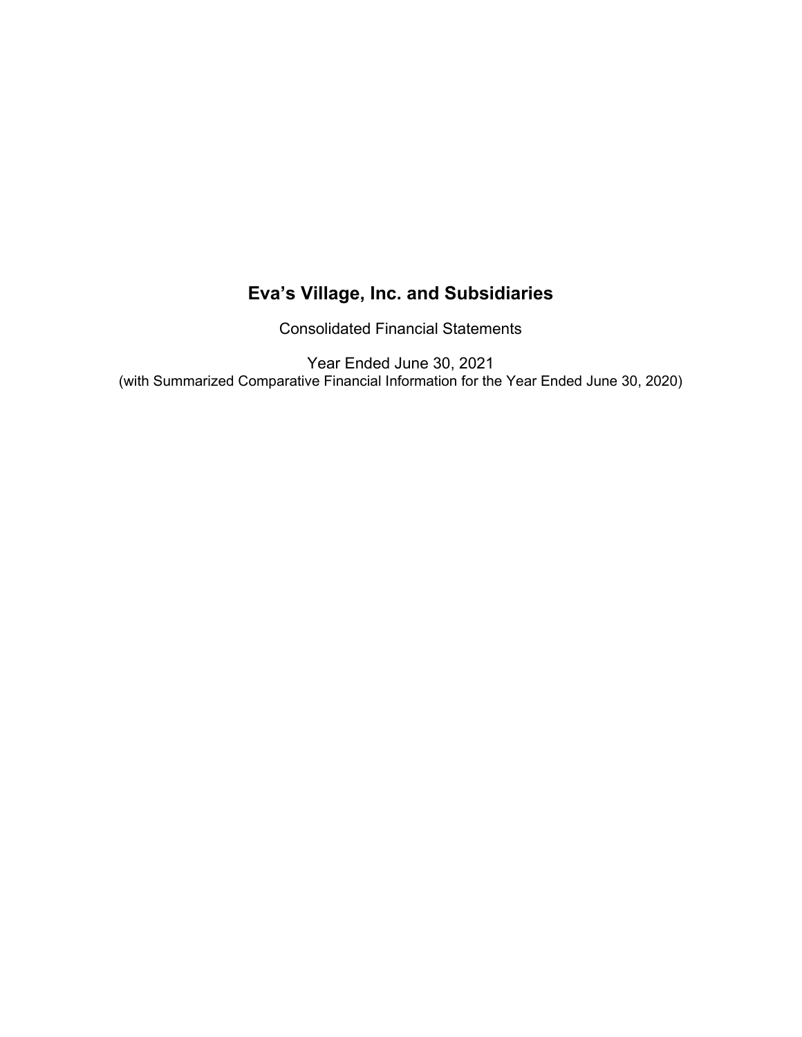# Eva’s Village, Inc. and Subsidiaries

Consolidated Financial Statements

Year Ended June 30, 2021
(with Summarized Comparative Financial Information for the Year Ended June 30, 2020)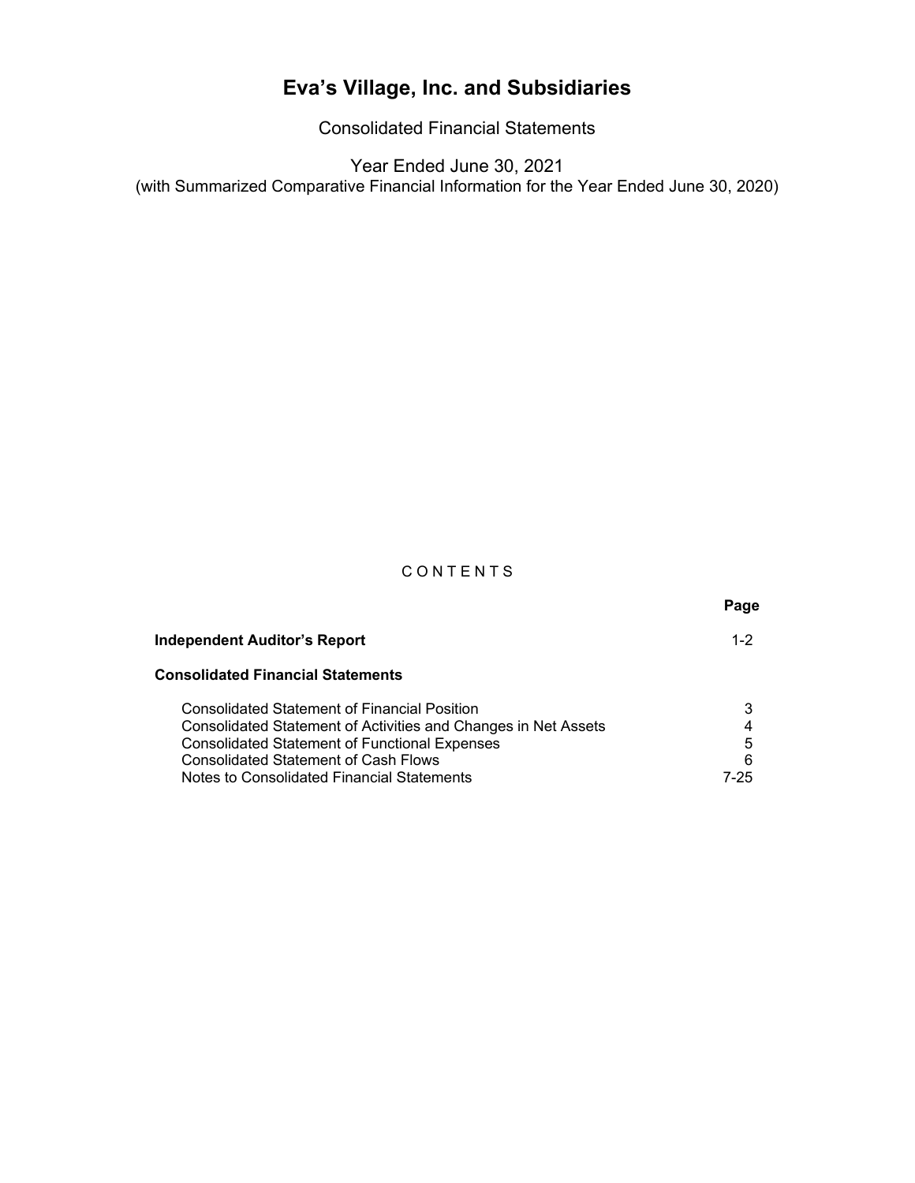# Eva's Village, Inc. and Subsidiaries

Consolidated Financial Statements

Year Ended June 30, 2021
(with Summarized Comparative Financial Information for the Year Ended June 30, 2020)

C O N T E N T S

| | Page |
|---|---|
| **Independent Auditor's Report** | 1-2 |
| **Consolidated Financial Statements** | |
| Consolidated Statement of Financial Position | 3 |
| Consolidated Statement of Activities and Changes in Net Assets | 4 |
| Consolidated Statement of Functional Expenses | 5 |
| Consolidated Statement of Cash Flows | 6 |
| Notes to Consolidated Financial Statements | 7-25 |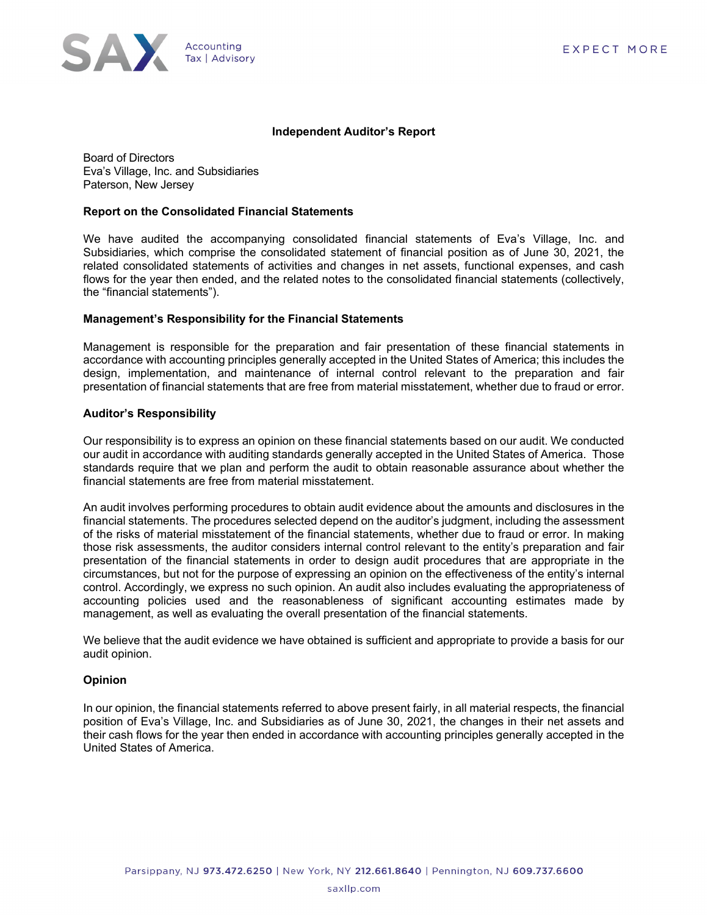# Independent Auditor's Report

Board of Directors
Eva's Village, Inc. and Subsidiaries
Paterson, New Jersey

## Report on the Consolidated Financial Statements

We have audited the accompanying consolidated financial statements of Eva's Village, Inc. and Subsidiaries, which comprise the consolidated statement of financial position as of June 30, 2021, the related consolidated statements of activities and changes in net assets, functional expenses, and cash flows for the year then ended, and the related notes to the consolidated financial statements (collectively, the "financial statements").

## Management's Responsibility for the Financial Statements

Management is responsible for the preparation and fair presentation of these financial statements in accordance with accounting principles generally accepted in the United States of America; this includes the design, implementation, and maintenance of internal control relevant to the preparation and fair presentation of financial statements that are free from material misstatement, whether due to fraud or error.

## Auditor's Responsibility

Our responsibility is to express an opinion on these financial statements based on our audit. We conducted our audit in accordance with auditing standards generally accepted in the United States of America. Those standards require that we plan and perform the audit to obtain reasonable assurance about whether the financial statements are free from material misstatement.

An audit involves performing procedures to obtain audit evidence about the amounts and disclosures in the financial statements. The procedures selected depend on the auditor's judgment, including the assessment of the risks of material misstatement of the financial statements, whether due to fraud or error. In making those risk assessments, the auditor considers internal control relevant to the entity's preparation and fair presentation of the financial statements in order to design audit procedures that are appropriate in the circumstances, but not for the purpose of expressing an opinion on the effectiveness of the entity's internal control. Accordingly, we express no such opinion. An audit also includes evaluating the appropriateness of accounting policies used and the reasonableness of significant accounting estimates made by management, as well as evaluating the overall presentation of the financial statements.

We believe that the audit evidence we have obtained is sufficient and appropriate to provide a basis for our audit opinion.

## Opinion

In our opinion, the financial statements referred to above present fairly, in all material respects, the financial position of Eva's Village, Inc. and Subsidiaries as of June 30, 2021, the changes in their net assets and their cash flows for the year then ended in accordance with accounting principles generally accepted in the United States of America.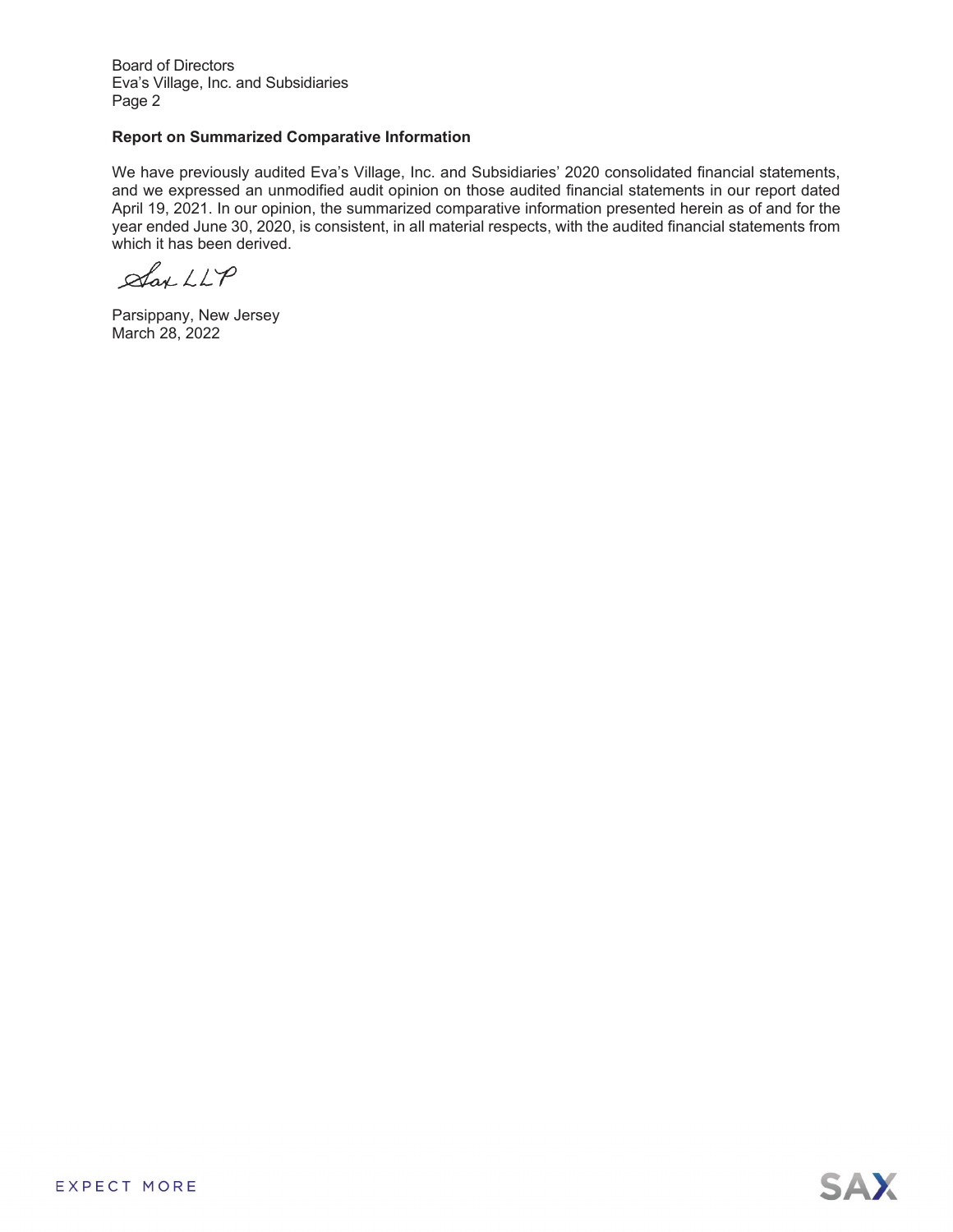Board of Directors
Eva's Village, Inc. and Subsidiaries
Page 2

**Report on Summarized Comparative Information**

We have previously audited Eva's Village, Inc. and Subsidiaries' 2020 consolidated financial statements, and we expressed an unmodified audit opinion on those audited financial statements in our report dated April 19, 2021. In our opinion, the summarized comparative information presented herein as of and for the year ended June 30, 2020, is consistent, in all material respects, with the audited financial statements from which it has been derived.

Sax LLP

Parsippany, New Jersey
March 28, 2022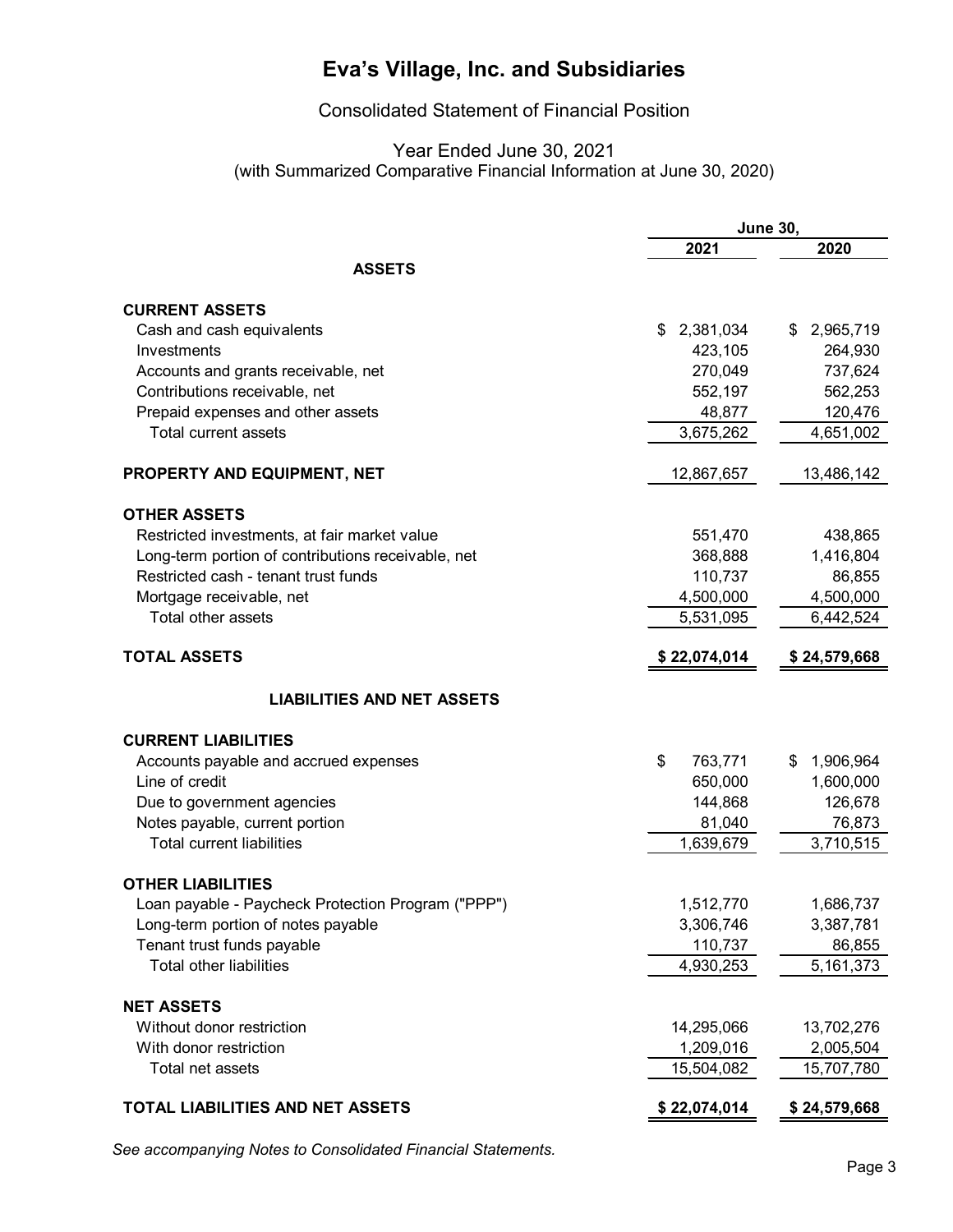# Eva's Village, Inc. and Subsidiaries

## Consolidated Statement of Financial Position

Year Ended June 30, 2021
(with Summarized Comparative Financial Information at June 30, 2020)

| | June 30, 2021 | June 30, 2020 |
|---|---|---|
| **ASSETS** | | |
| **CURRENT ASSETS** | | |
| Cash and cash equivalents | $ 2,381,034 | $ 2,965,719 |
| Investments | 423,105 | 264,930 |
| Accounts and grants receivable, net | 270,049 | 737,624 |
| Contributions receivable, net | 552,197 | 562,253 |
| Prepaid expenses and other assets | 48,877 | 120,476 |
| Total current assets | 3,675,262 | 4,651,002 |
| **PROPERTY AND EQUIPMENT, NET** | 12,867,657 | 13,486,142 |
| **OTHER ASSETS** | | |
| Restricted investments, at fair market value | 551,470 | 438,865 |
| Long-term portion of contributions receivable, net | 368,888 | 1,416,804 |
| Restricted cash - tenant trust funds | 110,737 | 86,855 |
| Mortgage receivable, net | 4,500,000 | 4,500,000 |
| Total other assets | 5,531,095 | 6,442,524 |
| **TOTAL ASSETS** | **$ 22,074,014** | **$ 24,579,668** |
| **LIABILITIES AND NET ASSETS** | | |
| **CURRENT LIABILITIES** | | |
| Accounts payable and accrued expenses | $ 763,771 | $ 1,906,964 |
| Line of credit | 650,000 | 1,600,000 |
| Due to government agencies | 144,868 | 126,678 |
| Notes payable, current portion | 81,040 | 76,873 |
| Total current liabilities | 1,639,679 | 3,710,515 |
| **OTHER LIABILITIES** | | |
| Loan payable - Paycheck Protection Program ("PPP") | 1,512,770 | 1,686,737 |
| Long-term portion of notes payable | 3,306,746 | 3,387,781 |
| Tenant trust funds payable | 110,737 | 86,855 |
| Total other liabilities | 4,930,253 | 5,161,373 |
| **NET ASSETS** | | |
| Without donor restriction | 14,295,066 | 13,702,276 |
| With donor restriction | 1,209,016 | 2,005,504 |
| Total net assets | 15,504,082 | 15,707,780 |
| **TOTAL LIABILITIES AND NET ASSETS** | **$ 22,074,014** | **$ 24,579,668** |

*See accompanying Notes to Consolidated Financial Statements.*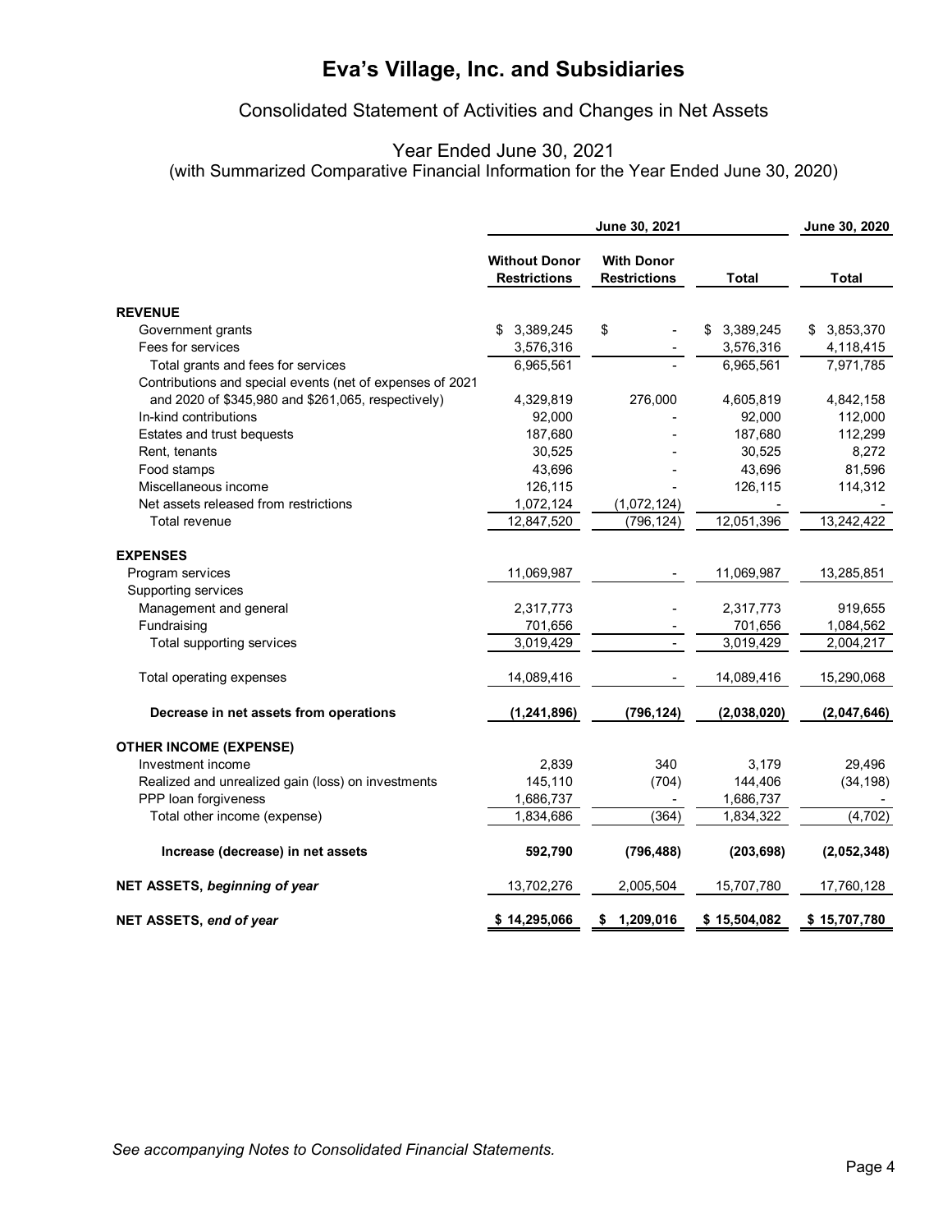# Eva's Village, Inc. and Subsidiaries

## Consolidated Statement of Activities and Changes in Net Assets

### Year Ended June 30, 2021
(with Summarized Comparative Financial Information for the Year Ended June 30, 2020)

| | June 30, 2021 | | | June 30, 2020 |
|---|---|---|---|---|
| | **Without Donor Restrictions** | **With Donor Restrictions** | **Total** | **Total** |
| **REVENUE** | | | | |
| Government grants | $ 3,389,245 | $ - | $ 3,389,245 | $ 3,853,370 |
| Fees for services | 3,576,316 | - | 3,576,316 | 4,118,415 |
| Total grants and fees for services | 6,965,561 | - | 6,965,561 | 7,971,785 |
| Contributions and special events (net of expenses of 2021 and 2020 of $345,980 and $261,065, respectively) | 4,329,819 | 276,000 | 4,605,819 | 4,842,158 |
| In-kind contributions | 92,000 | - | 92,000 | 112,000 |
| Estates and trust bequests | 187,680 | - | 187,680 | 112,299 |
| Rent, tenants | 30,525 | - | 30,525 | 8,272 |
| Food stamps | 43,696 | - | 43,696 | 81,596 |
| Miscellaneous income | 126,115 | - | 126,115 | 114,312 |
| Net assets released from restrictions | 1,072,124 | (1,072,124) | - | - |
| Total revenue | 12,847,520 | (796,124) | 12,051,396 | 13,242,422 |
| **EXPENSES** | | | | |
| Program services | 11,069,987 | - | 11,069,987 | 13,285,851 |
| Supporting services | | | | |
| Management and general | 2,317,773 | - | 2,317,773 | 919,655 |
| Fundraising | 701,656 | - | 701,656 | 1,084,562 |
| Total supporting services | 3,019,429 | - | 3,019,429 | 2,004,217 |
| Total operating expenses | 14,089,416 | - | 14,089,416 | 15,290,068 |
| **Decrease in net assets from operations** | **(1,241,896)** | **(796,124)** | **(2,038,020)** | **(2,047,646)** |
| **OTHER INCOME (EXPENSE)** | | | | |
| Investment income | 2,839 | 340 | 3,179 | 29,496 |
| Realized and unrealized gain (loss) on investments | 145,110 | (704) | 144,406 | (34,198) |
| PPP loan forgiveness | 1,686,737 | - | 1,686,737 | - |
| Total other income (expense) | 1,834,686 | (364) | 1,834,322 | (4,702) |
| **Increase (decrease) in net assets** | **592,790** | **(796,488)** | **(203,698)** | **(2,052,348)** |
| **NET ASSETS, *beginning of year*** | 13,702,276 | 2,005,504 | 15,707,780 | 17,760,128 |
| **NET ASSETS, *end of year*** | **$ 14,295,066** | **$ 1,209,016** | **$ 15,504,082** | **$ 15,707,780** |

*See accompanying Notes to Consolidated Financial Statements.*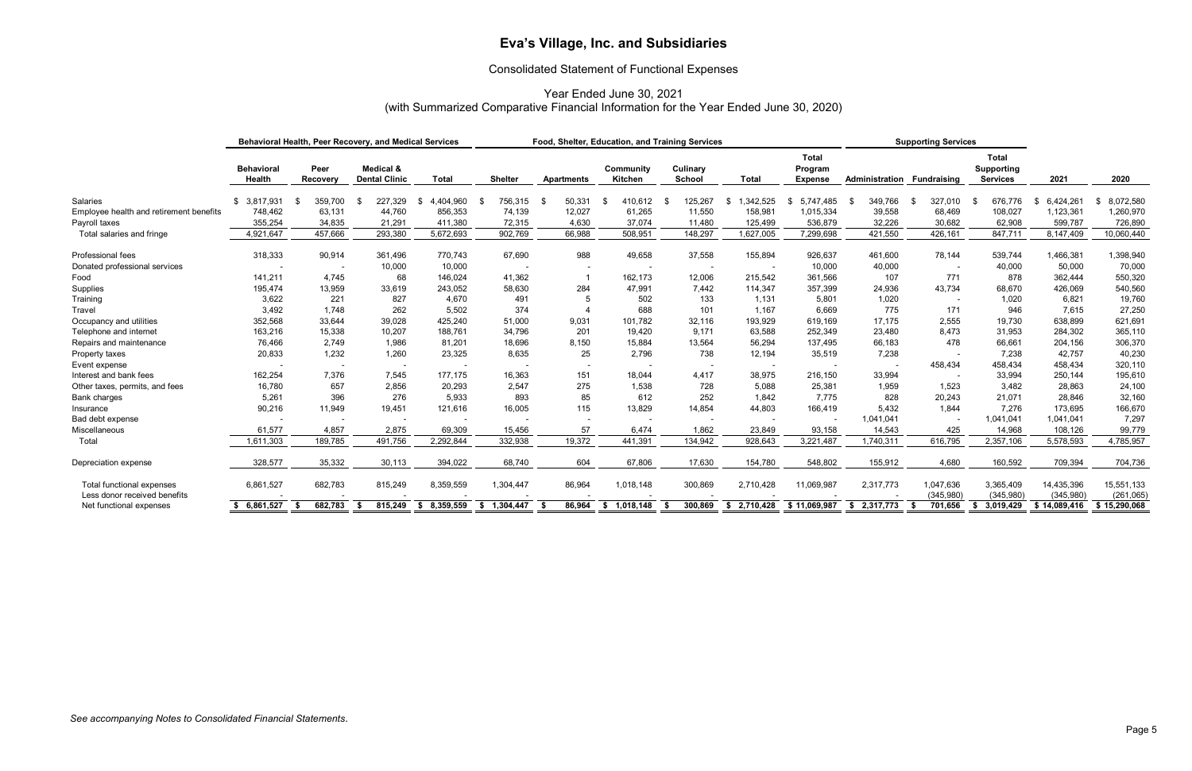# Eva's Village, Inc. and Subsidiaries

## Consolidated Statement of Functional Expenses

### Year Ended June 30, 2021
### (with Summarized Comparative Financial Information for the Year Ended June 30, 2020)

| | Behavioral Health, Peer Recovery, and Medical Services | | | | Food, Shelter, Education, and Training Services | | | | | | Supporting Services | | | | |
|---|---|---|---|---|---|---|---|---|---|---|---|---|---|---|---|
| | Behavioral Health | Peer Recovery | Medical & Dental Clinic | Total | Shelter | Apartments | Community Kitchen | Culinary School | Total | Total Program Expense | Administration | Fundraising | Total Supporting Services | 2021 | 2020 |
| Salaries | $ 3,817,931 | $ 359,700 | $ 227,329 | $ 4,404,960 | $ 756,315 | $ 50,331 | $ 410,612 | $ 125,267 | $ 1,342,525 | $ 5,747,485 | $ 349,766 | $ 327,010 | $ 676,776 | $ 6,424,261 | $ 8,072,580 |
| Employee health and retirement benefits | 748,462 | 63,131 | 44,760 | 856,353 | 74,139 | 12,027 | 61,265 | 11,550 | 158,981 | 1,015,334 | 39,558 | 68,469 | 108,027 | 1,123,361 | 1,260,970 |
| Payroll taxes | 355,254 | 34,835 | 21,291 | 411,380 | 72,315 | 4,630 | 37,074 | 11,480 | 125,499 | 536,879 | 32,226 | 30,682 | 62,908 | 599,787 | 726,890 |
| Total salaries and fringe | 4,921,647 | 457,666 | 293,380 | 5,672,693 | 902,769 | 66,988 | 508,951 | 148,297 | 1,627,005 | 7,299,698 | 421,550 | 426,161 | 847,711 | 8,147,409 | 10,060,440 |
| Professional fees | 318,333 | 90,914 | 361,496 | 770,743 | 67,690 | 988 | 49,658 | 37,558 | 155,894 | 926,637 | 461,600 | 78,144 | 539,744 | 1,466,381 | 1,398,940 |
| Donated professional services | - | - | 10,000 | 10,000 | - | - | - | - | - | 10,000 | 40,000 | - | 40,000 | 50,000 | 70,000 |
| Food | 141,211 | 4,745 | 68 | 146,024 | 41,362 | 1 | 162,173 | 12,006 | 215,542 | 361,566 | 107 | 771 | 878 | 362,444 | 550,320 |
| Supplies | 195,474 | 13,959 | 33,619 | 243,052 | 58,630 | 284 | 47,991 | 7,442 | 114,347 | 357,399 | 24,936 | 43,734 | 68,670 | 426,069 | 540,560 |
| Training | 3,622 | 221 | 827 | 4,670 | 491 | 5 | 502 | 133 | 1,131 | 5,801 | 1,020 | - | 1,020 | 6,821 | 19,760 |
| Travel | 3,492 | 1,748 | 262 | 5,502 | 374 | 4 | 688 | 101 | 1,167 | 6,669 | 775 | 171 | 946 | 7,615 | 27,250 |
| Occupancy and utilities | 352,568 | 33,644 | 39,028 | 425,240 | 51,000 | 9,031 | 101,782 | 32,116 | 193,929 | 619,169 | 17,175 | 2,555 | 19,730 | 638,899 | 621,691 |
| Telephone and internet | 163,216 | 15,338 | 10,207 | 188,761 | 34,796 | 201 | 19,420 | 9,171 | 63,588 | 252,349 | 23,480 | 8,473 | 31,953 | 284,302 | 365,110 |
| Repairs and maintenance | 76,466 | 2,749 | 1,986 | 81,201 | 18,696 | 8,150 | 15,884 | 13,564 | 56,294 | 137,495 | 66,183 | 478 | 66,661 | 204,156 | 306,370 |
| Property taxes | 20,833 | 1,232 | 1,260 | 23,325 | 8,635 | 25 | 2,796 | 738 | 12,194 | 35,519 | 7,238 | - | 7,238 | 42,757 | 40,230 |
| Event expense | - | - | - | - | - | - | - | - | - | - | - | 458,434 | 458,434 | 458,434 | 320,110 |
| Interest and bank fees | 162,254 | 7,376 | 7,545 | 177,175 | 16,363 | 151 | 18,044 | 4,417 | 38,975 | 216,150 | 33,994 | - | 33,994 | 250,144 | 195,610 |
| Other taxes, permits, and fees | 16,780 | 657 | 2,856 | 20,293 | 2,547 | 275 | 1,538 | 728 | 5,088 | 25,381 | 1,959 | 1,523 | 3,482 | 28,863 | 24,100 |
| Bank charges | 5,261 | 396 | 276 | 5,933 | 893 | 85 | 612 | 252 | 1,842 | 7,775 | 828 | 20,243 | 21,071 | 28,846 | 32,160 |
| Insurance | 90,216 | 11,949 | 19,451 | 121,616 | 16,005 | 115 | 13,829 | 14,854 | 44,803 | 166,419 | 5,432 | 1,844 | 7,276 | 173,695 | 166,670 |
| Bad debt expense | - | - | - | - | - | - | - | - | - | - | 1,041,041 | - | 1,041,041 | 1,041,041 | 7,297 |
| Miscellaneous | 61,577 | 4,857 | 2,875 | 69,309 | 15,456 | 57 | 6,474 | 1,862 | 23,849 | 93,158 | 14,543 | 425 | 14,968 | 108,126 | 99,779 |
| Total | 1,611,303 | 189,785 | 491,756 | 2,292,844 | 332,938 | 19,372 | 441,391 | 134,942 | 928,643 | 3,221,487 | 1,740,311 | 616,795 | 2,357,106 | 5,578,593 | 4,785,957 |
| Depreciation expense | 328,577 | 35,332 | 30,113 | 394,022 | 68,740 | 604 | 67,806 | 17,630 | 154,780 | 548,802 | 155,912 | 4,680 | 160,592 | 709,394 | 704,736 |
| Total functional expenses | 6,861,527 | 682,783 | 815,249 | 8,359,559 | 1,304,447 | 86,964 | 1,018,148 | 300,869 | 2,710,428 | 11,069,987 | 2,317,773 | 1,047,636 | 3,365,409 | 14,435,396 | 15,551,133 |
| Less donor received benefits | - | - | - | - | - | - | - | - | - | - | - | (345,980) | (345,980) | (345,980) | (261,065) |
| Net functional expenses | $ 6,861,527 | $ 682,783 | $ 815,249 | $ 8,359,559 | $ 1,304,447 | $ 86,964 | $ 1,018,148 | $ 300,869 | $ 2,710,428 | $ 11,069,987 | $ 2,317,773 | $ 701,656 | $ 3,019,429 | $ 14,089,416 | $ 15,290,068 |

*See accompanying Notes to Consolidated Financial Statements.*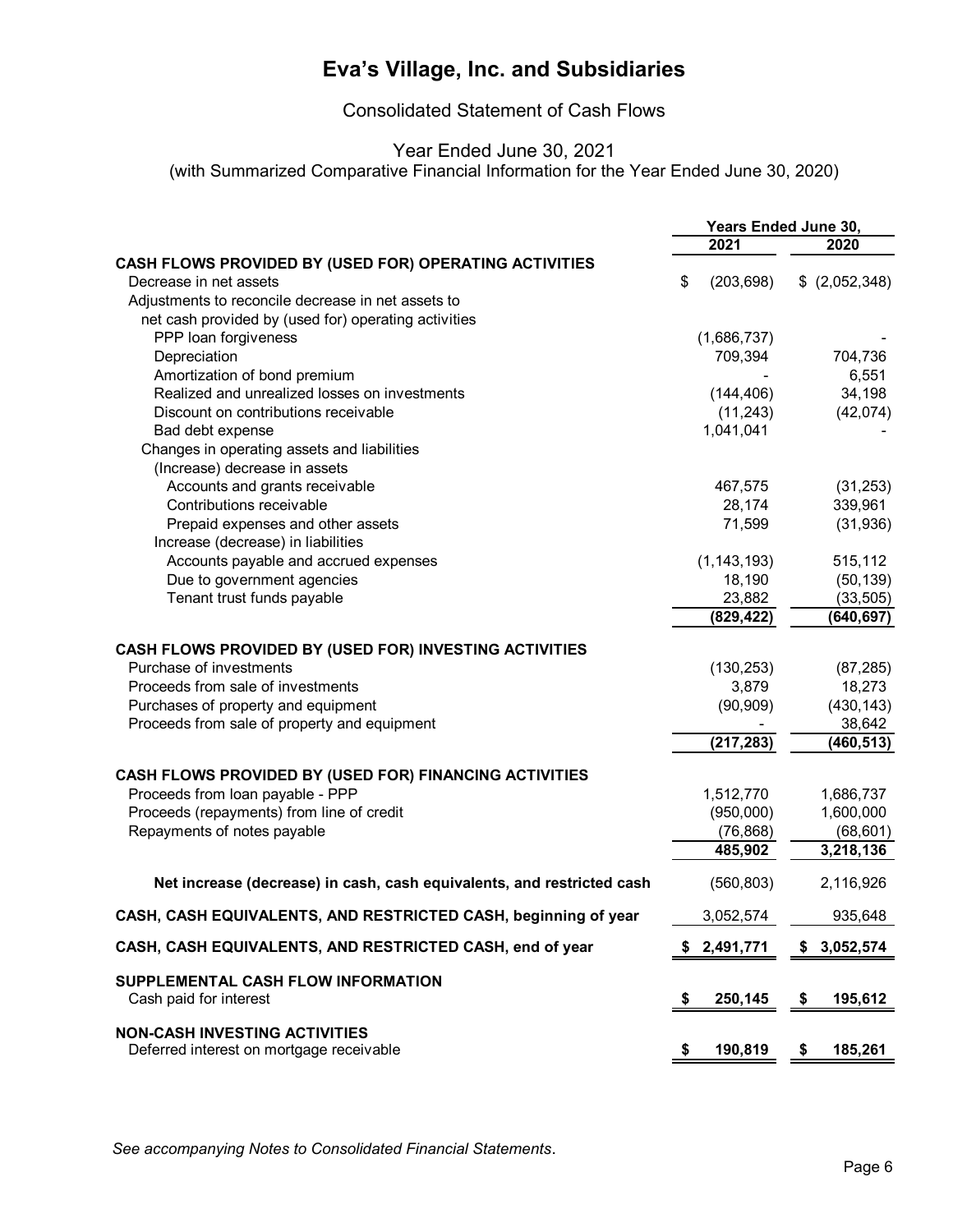# Eva's Village, Inc. and Subsidiaries

Consolidated Statement of Cash Flows

Year Ended June 30, 2021
(with Summarized Comparative Financial Information for the Year Ended June 30, 2020)

| | Years Ended June 30, | |
|---|---|---|
| | 2021 | 2020 |
| **CASH FLOWS PROVIDED BY (USED FOR) OPERATING ACTIVITIES** | | |
| Decrease in net assets | $ (203,698) | $ (2,052,348) |
| Adjustments to reconcile decrease in net assets to net cash provided by (used for) operating activities | | |
| PPP loan forgiveness | (1,686,737) | - |
| Depreciation | 709,394 | 704,736 |
| Amortization of bond premium | - | 6,551 |
| Realized and unrealized losses on investments | (144,406) | 34,198 |
| Discount on contributions receivable | (11,243) | (42,074) |
| Bad debt expense | 1,041,041 | - |
| Changes in operating assets and liabilities | | |
| (Increase) decrease in assets | | |
| Accounts and grants receivable | 467,575 | (31,253) |
| Contributions receivable | 28,174 | 339,961 |
| Prepaid expenses and other assets | 71,599 | (31,936) |
| Increase (decrease) in liabilities | | |
| Accounts payable and accrued expenses | (1,143,193) | 515,112 |
| Due to government agencies | 18,190 | (50,139) |
| Tenant trust funds payable | 23,882 | (33,505) |
| | **(829,422)** | **(640,697)** |
| **CASH FLOWS PROVIDED BY (USED FOR) INVESTING ACTIVITIES** | | |
| Purchase of investments | (130,253) | (87,285) |
| Proceeds from sale of investments | 3,879 | 18,273 |
| Purchases of property and equipment | (90,909) | (430,143) |
| Proceeds from sale of property and equipment | - | 38,642 |
| | **(217,283)** | **(460,513)** |
| **CASH FLOWS PROVIDED BY (USED FOR) FINANCING ACTIVITIES** | | |
| Proceeds from loan payable - PPP | 1,512,770 | 1,686,737 |
| Proceeds (repayments) from line of credit | (950,000) | 1,600,000 |
| Repayments of notes payable | (76,868) | (68,601) |
| | **485,902** | **3,218,136** |
| **Net increase (decrease) in cash, cash equivalents, and restricted cash** | (560,803) | 2,116,926 |
| **CASH, CASH EQUIVALENTS, AND RESTRICTED CASH, beginning of year** | 3,052,574 | 935,648 |
| **CASH, CASH EQUIVALENTS, AND RESTRICTED CASH, end of year** | $ 2,491,771 | $ 3,052,574 |
| **SUPPLEMENTAL CASH FLOW INFORMATION** | | |
| Cash paid for interest | **$ 250,145** | **$ 195,612** |
| **NON-CASH INVESTING ACTIVITIES** | | |
| Deferred interest on mortgage receivable | **$ 190,819** | **$ 185,261** |

*See accompanying Notes to Consolidated Financial Statements.*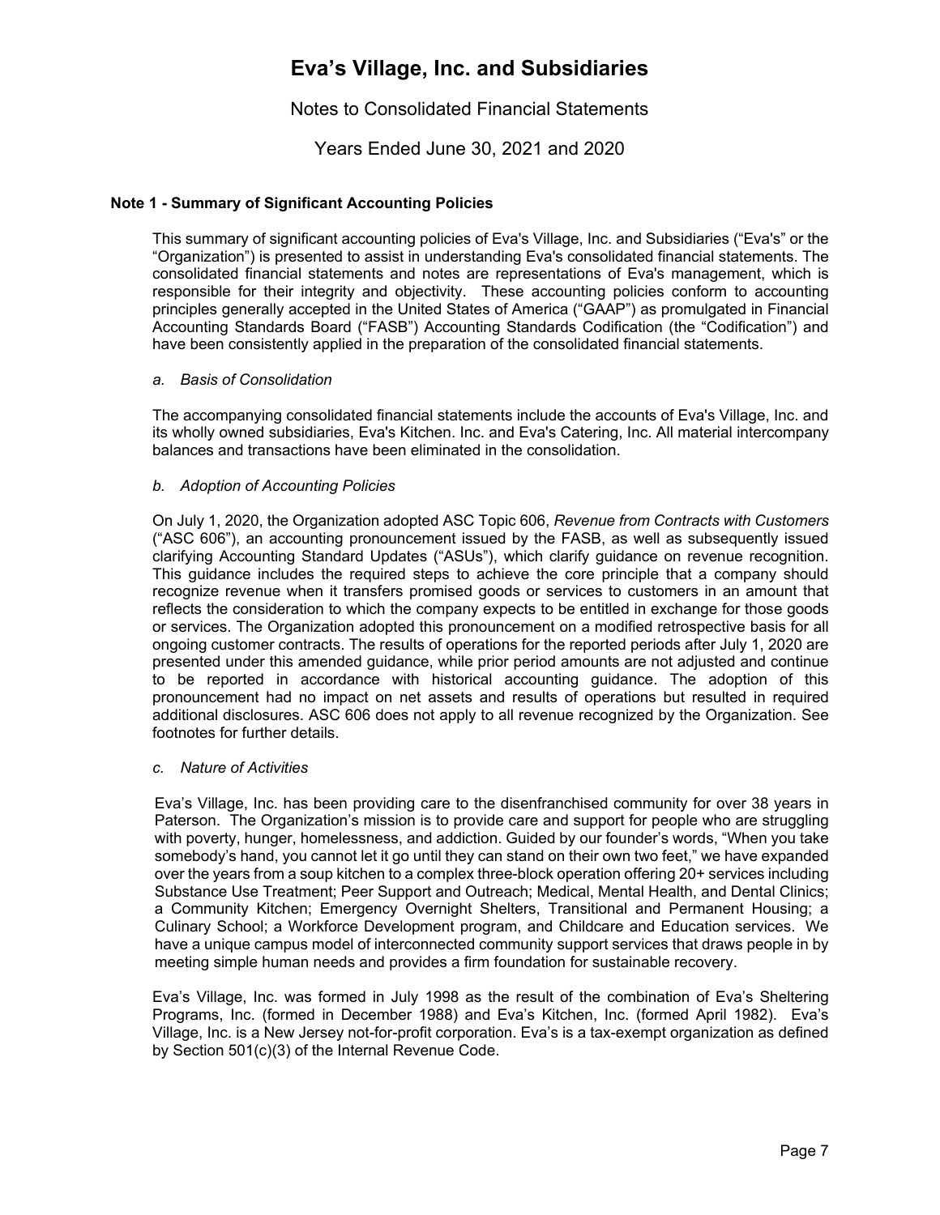# Eva's Village, Inc. and Subsidiaries

Notes to Consolidated Financial Statements

Years Ended June 30, 2021 and 2020

## Note 1 - Summary of Significant Accounting Policies

This summary of significant accounting policies of Eva's Village, Inc. and Subsidiaries ("Eva's" or the "Organization") is presented to assist in understanding Eva's consolidated financial statements. The consolidated financial statements and notes are representations of Eva's management, which is responsible for their integrity and objectivity. These accounting policies conform to accounting principles generally accepted in the United States of America ("GAAP") as promulgated in Financial Accounting Standards Board ("FASB") Accounting Standards Codification (the "Codification") and have been consistently applied in the preparation of the consolidated financial statements.

*a. Basis of Consolidation*

The accompanying consolidated financial statements include the accounts of Eva's Village, Inc. and its wholly owned subsidiaries, Eva's Kitchen. Inc. and Eva's Catering, Inc. All material intercompany balances and transactions have been eliminated in the consolidation.

*b. Adoption of Accounting Policies*

On July 1, 2020, the Organization adopted ASC Topic 606, *Revenue from Contracts with Customers* ("ASC 606"), an accounting pronouncement issued by the FASB, as well as subsequently issued clarifying Accounting Standard Updates ("ASUs"), which clarify guidance on revenue recognition. This guidance includes the required steps to achieve the core principle that a company should recognize revenue when it transfers promised goods or services to customers in an amount that reflects the consideration to which the company expects to be entitled in exchange for those goods or services. The Organization adopted this pronouncement on a modified retrospective basis for all ongoing customer contracts. The results of operations for the reported periods after July 1, 2020 are presented under this amended guidance, while prior period amounts are not adjusted and continue to be reported in accordance with historical accounting guidance. The adoption of this pronouncement had no impact on net assets and results of operations but resulted in required additional disclosures. ASC 606 does not apply to all revenue recognized by the Organization. See footnotes for further details.

*c. Nature of Activities*

Eva's Village, Inc. has been providing care to the disenfranchised community for over 38 years in Paterson. The Organization's mission is to provide care and support for people who are struggling with poverty, hunger, homelessness, and addiction. Guided by our founder's words, "When you take somebody's hand, you cannot let it go until they can stand on their own two feet," we have expanded over the years from a soup kitchen to a complex three-block operation offering 20+ services including Substance Use Treatment; Peer Support and Outreach; Medical, Mental Health, and Dental Clinics; a Community Kitchen; Emergency Overnight Shelters, Transitional and Permanent Housing; a Culinary School; a Workforce Development program, and Childcare and Education services. We have a unique campus model of interconnected community support services that draws people in by meeting simple human needs and provides a firm foundation for sustainable recovery.

Eva's Village, Inc. was formed in July 1998 as the result of the combination of Eva's Sheltering Programs, Inc. (formed in December 1988) and Eva's Kitchen, Inc. (formed April 1982). Eva's Village, Inc. is a New Jersey not-for-profit corporation. Eva's is a tax-exempt organization as defined by Section 501(c)(3) of the Internal Revenue Code.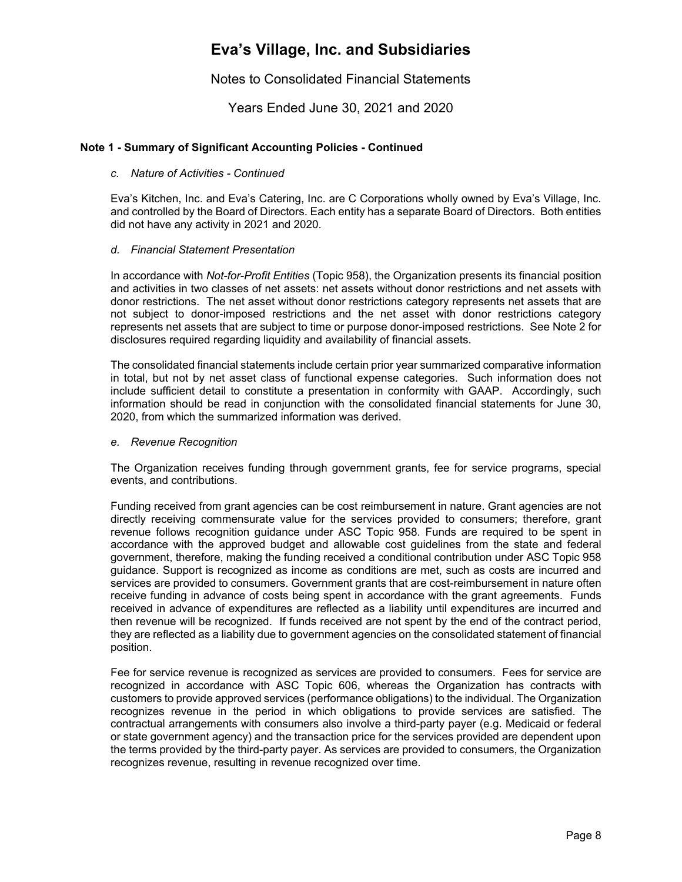# Eva's Village, Inc. and Subsidiaries

Notes to Consolidated Financial Statements

Years Ended June 30, 2021 and 2020

### Note 1 - Summary of Significant Accounting Policies - Continued

*c. Nature of Activities - Continued*

Eva's Kitchen, Inc. and Eva's Catering, Inc. are C Corporations wholly owned by Eva's Village, Inc. and controlled by the Board of Directors. Each entity has a separate Board of Directors. Both entities did not have any activity in 2021 and 2020.

*d. Financial Statement Presentation*

In accordance with *Not-for-Profit Entities* (Topic 958), the Organization presents its financial position and activities in two classes of net assets: net assets without donor restrictions and net assets with donor restrictions. The net asset without donor restrictions category represents net assets that are not subject to donor-imposed restrictions and the net asset with donor restrictions category represents net assets that are subject to time or purpose donor-imposed restrictions. See Note 2 for disclosures required regarding liquidity and availability of financial assets.

The consolidated financial statements include certain prior year summarized comparative information in total, but not by net asset class of functional expense categories. Such information does not include sufficient detail to constitute a presentation in conformity with GAAP. Accordingly, such information should be read in conjunction with the consolidated financial statements for June 30, 2020, from which the summarized information was derived.

*e. Revenue Recognition*

The Organization receives funding through government grants, fee for service programs, special events, and contributions.

Funding received from grant agencies can be cost reimbursement in nature. Grant agencies are not directly receiving commensurate value for the services provided to consumers; therefore, grant revenue follows recognition guidance under ASC Topic 958. Funds are required to be spent in accordance with the approved budget and allowable cost guidelines from the state and federal government, therefore, making the funding received a conditional contribution under ASC Topic 958 guidance. Support is recognized as income as conditions are met, such as costs are incurred and services are provided to consumers. Government grants that are cost-reimbursement in nature often receive funding in advance of costs being spent in accordance with the grant agreements. Funds received in advance of expenditures are reflected as a liability until expenditures are incurred and then revenue will be recognized. If funds received are not spent by the end of the contract period, they are reflected as a liability due to government agencies on the consolidated statement of financial position.

Fee for service revenue is recognized as services are provided to consumers. Fees for service are recognized in accordance with ASC Topic 606, whereas the Organization has contracts with customers to provide approved services (performance obligations) to the individual. The Organization recognizes revenue in the period in which obligations to provide services are satisfied. The contractual arrangements with consumers also involve a third-party payer (e.g. Medicaid or federal or state government agency) and the transaction price for the services provided are dependent upon the terms provided by the third-party payer. As services are provided to consumers, the Organization recognizes revenue, resulting in revenue recognized over time.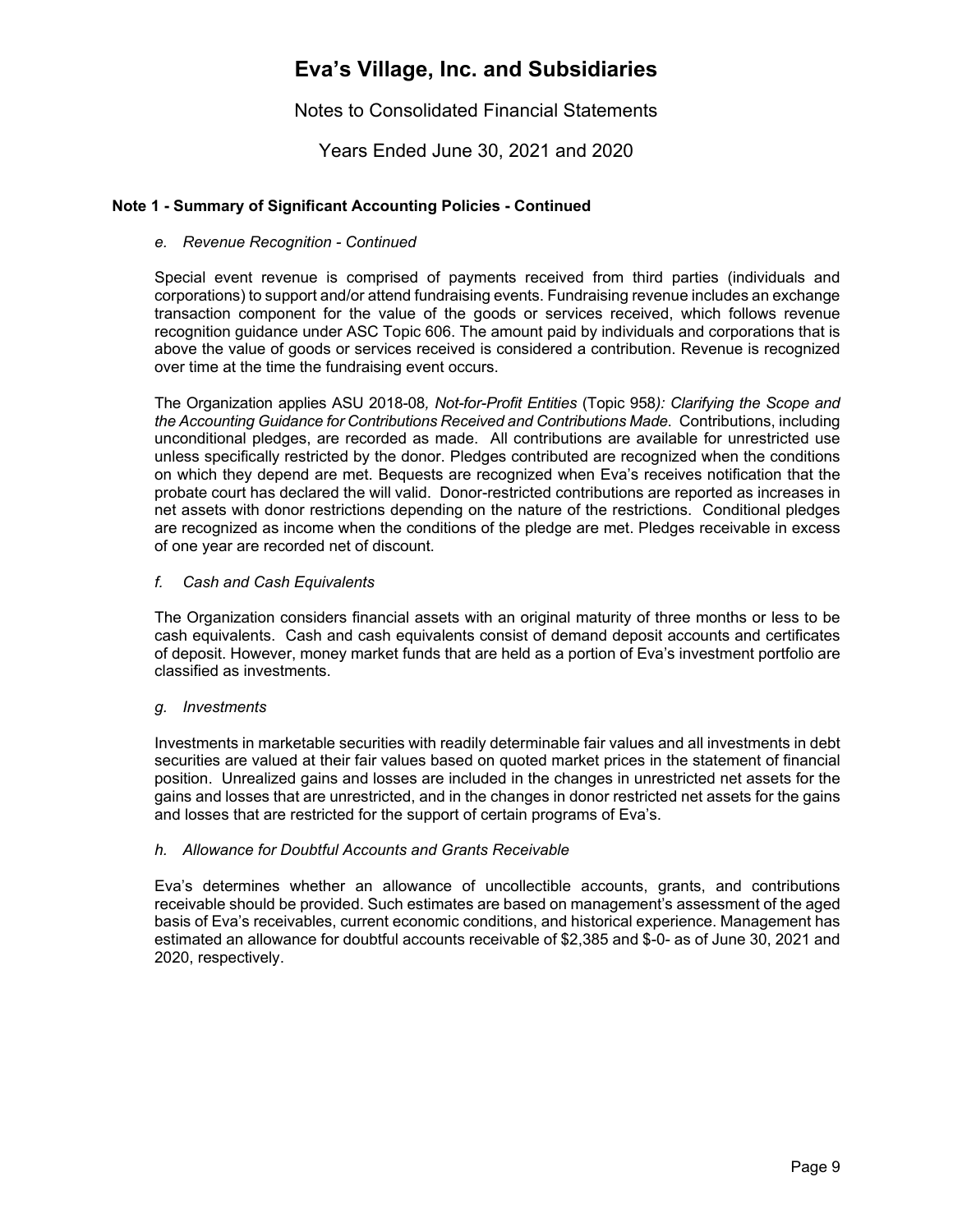# Eva's Village, Inc. and Subsidiaries

Notes to Consolidated Financial Statements

Years Ended June 30, 2021 and 2020

**Note 1 - Summary of Significant Accounting Policies - Continued**

*e. Revenue Recognition - Continued*

Special event revenue is comprised of payments received from third parties (individuals and corporations) to support and/or attend fundraising events. Fundraising revenue includes an exchange transaction component for the value of the goods or services received, which follows revenue recognition guidance under ASC Topic 606. The amount paid by individuals and corporations that is above the value of goods or services received is considered a contribution. Revenue is recognized over time at the time the fundraising event occurs.

The Organization applies ASU 2018-08*, Not-for-Profit Entities* (Topic 958*): Clarifying the Scope and the Accounting Guidance for Contributions Received and Contributions Made*. Contributions, including unconditional pledges, are recorded as made. All contributions are available for unrestricted use unless specifically restricted by the donor. Pledges contributed are recognized when the conditions on which they depend are met. Bequests are recognized when Eva's receives notification that the probate court has declared the will valid. Donor-restricted contributions are reported as increases in net assets with donor restrictions depending on the nature of the restrictions. Conditional pledges are recognized as income when the conditions of the pledge are met. Pledges receivable in excess of one year are recorded net of discount.

*f. Cash and Cash Equivalents*

The Organization considers financial assets with an original maturity of three months or less to be cash equivalents. Cash and cash equivalents consist of demand deposit accounts and certificates of deposit. However, money market funds that are held as a portion of Eva's investment portfolio are classified as investments.

*g. Investments*

Investments in marketable securities with readily determinable fair values and all investments in debt securities are valued at their fair values based on quoted market prices in the statement of financial position. Unrealized gains and losses are included in the changes in unrestricted net assets for the gains and losses that are unrestricted, and in the changes in donor restricted net assets for the gains and losses that are restricted for the support of certain programs of Eva's.

*h. Allowance for Doubtful Accounts and Grants Receivable*

Eva's determines whether an allowance of uncollectible accounts, grants, and contributions receivable should be provided. Such estimates are based on management's assessment of the aged basis of Eva's receivables, current economic conditions, and historical experience. Management has estimated an allowance for doubtful accounts receivable of $2,385 and $-0- as of June 30, 2021 and 2020, respectively.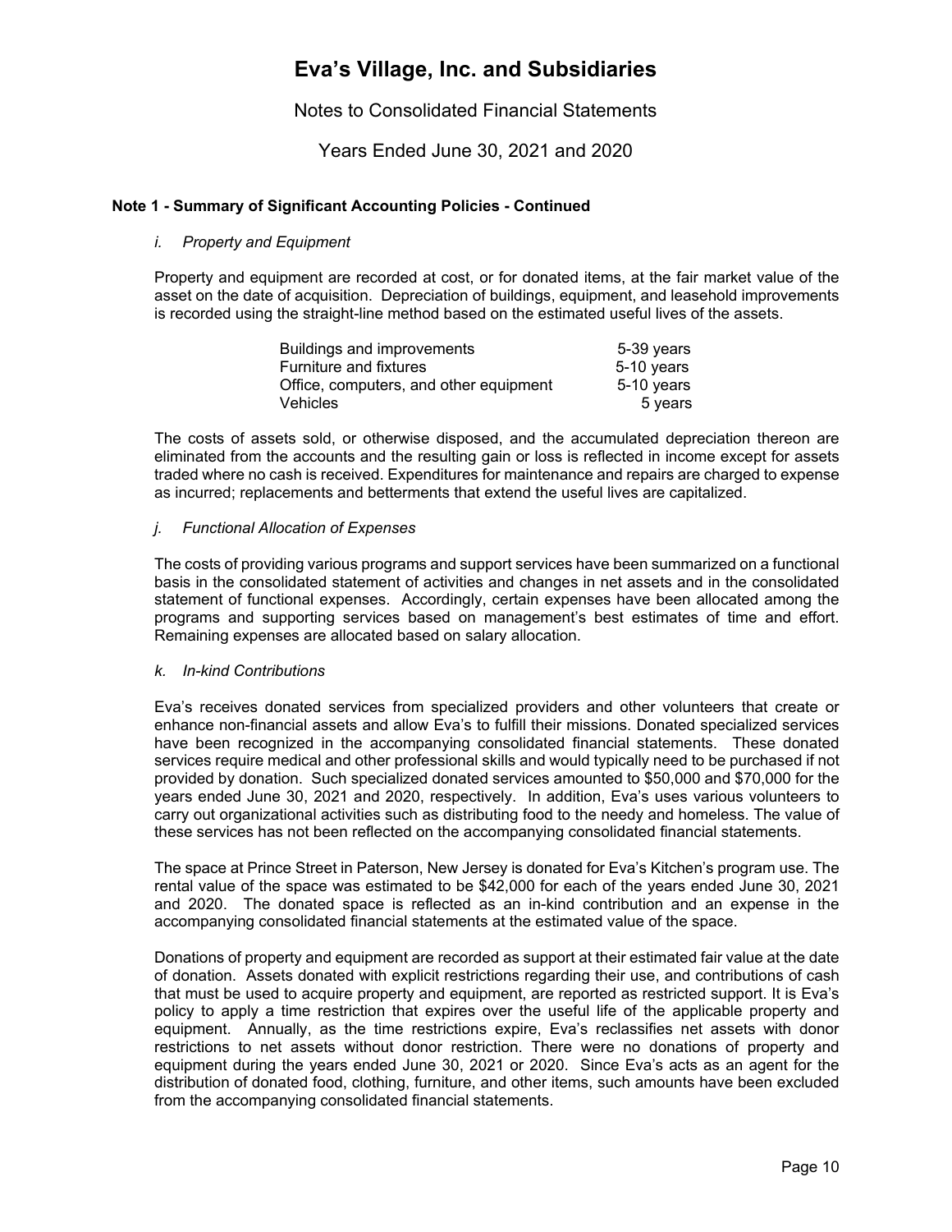# Eva's Village, Inc. and Subsidiaries

Notes to Consolidated Financial Statements

Years Ended June 30, 2021 and 2020

**Note 1 - Summary of Significant Accounting Policies - Continued**

*i. Property and Equipment*

Property and equipment are recorded at cost, or for donated items, at the fair market value of the asset on the date of acquisition. Depreciation of buildings, equipment, and leasehold improvements is recorded using the straight-line method based on the estimated useful lives of the assets.

| | |
|---|---|
| Buildings and improvements | 5-39 years |
| Furniture and fixtures | 5-10 years |
| Office, computers, and other equipment | 5-10 years |
| Vehicles | 5 years |

The costs of assets sold, or otherwise disposed, and the accumulated depreciation thereon are eliminated from the accounts and the resulting gain or loss is reflected in income except for assets traded where no cash is received. Expenditures for maintenance and repairs are charged to expense as incurred; replacements and betterments that extend the useful lives are capitalized.

*j. Functional Allocation of Expenses*

The costs of providing various programs and support services have been summarized on a functional basis in the consolidated statement of activities and changes in net assets and in the consolidated statement of functional expenses. Accordingly, certain expenses have been allocated among the programs and supporting services based on management's best estimates of time and effort. Remaining expenses are allocated based on salary allocation.

*k. In-kind Contributions*

Eva's receives donated services from specialized providers and other volunteers that create or enhance non-financial assets and allow Eva's to fulfill their missions. Donated specialized services have been recognized in the accompanying consolidated financial statements. These donated services require medical and other professional skills and would typically need to be purchased if not provided by donation. Such specialized donated services amounted to $50,000 and $70,000 for the years ended June 30, 2021 and 2020, respectively. In addition, Eva's uses various volunteers to carry out organizational activities such as distributing food to the needy and homeless. The value of these services has not been reflected on the accompanying consolidated financial statements.

The space at Prince Street in Paterson, New Jersey is donated for Eva's Kitchen's program use. The rental value of the space was estimated to be $42,000 for each of the years ended June 30, 2021 and 2020. The donated space is reflected as an in-kind contribution and an expense in the accompanying consolidated financial statements at the estimated value of the space.

Donations of property and equipment are recorded as support at their estimated fair value at the date of donation. Assets donated with explicit restrictions regarding their use, and contributions of cash that must be used to acquire property and equipment, are reported as restricted support. It is Eva's policy to apply a time restriction that expires over the useful life of the applicable property and equipment. Annually, as the time restrictions expire, Eva's reclassifies net assets with donor restrictions to net assets without donor restriction. There were no donations of property and equipment during the years ended June 30, 2021 or 2020. Since Eva's acts as an agent for the distribution of donated food, clothing, furniture, and other items, such amounts have been excluded from the accompanying consolidated financial statements.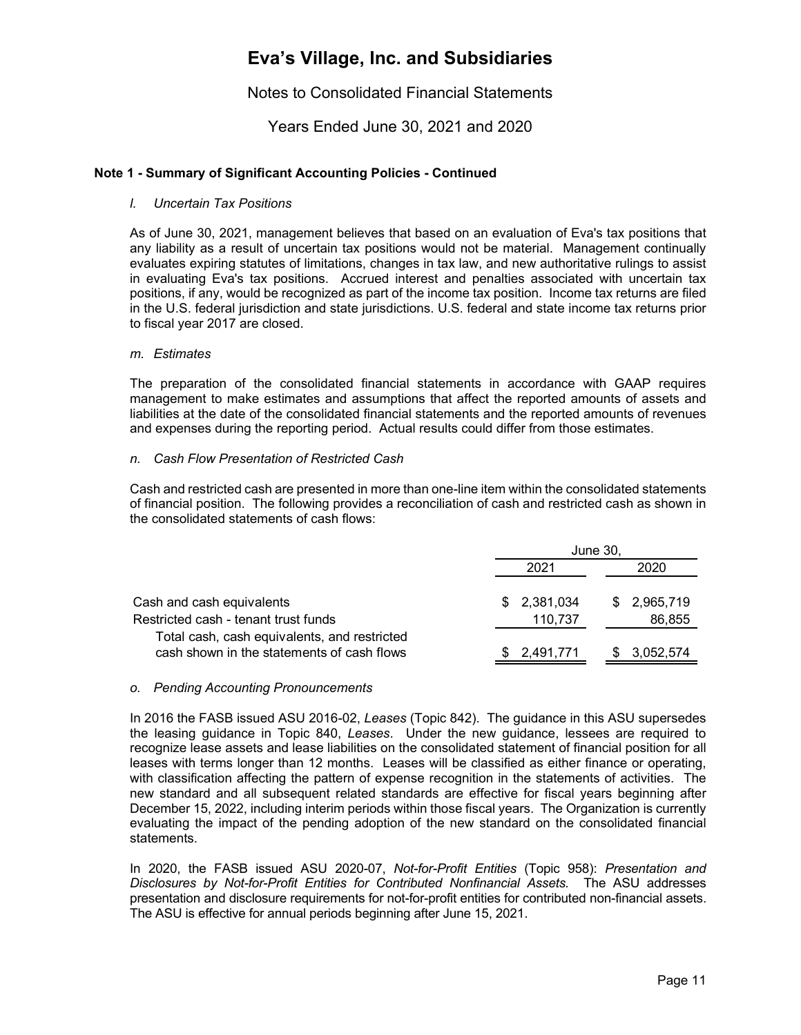## Note 1 - Summary of Significant Accounting Policies - Continued

*l. Uncertain Tax Positions*

As of June 30, 2021, management believes that based on an evaluation of Eva's tax positions that any liability as a result of uncertain tax positions would not be material. Management continually evaluates expiring statutes of limitations, changes in tax law, and new authoritative rulings to assist in evaluating Eva's tax positions. Accrued interest and penalties associated with uncertain tax positions, if any, would be recognized as part of the income tax position. Income tax returns are filed in the U.S. federal jurisdiction and state jurisdictions. U.S. federal and state income tax returns prior to fiscal year 2017 are closed.

*m. Estimates*

The preparation of the consolidated financial statements in accordance with GAAP requires management to make estimates and assumptions that affect the reported amounts of assets and liabilities at the date of the consolidated financial statements and the reported amounts of revenues and expenses during the reporting period. Actual results could differ from those estimates.

*n. Cash Flow Presentation of Restricted Cash*

Cash and restricted cash are presented in more than one-line item within the consolidated statements of financial position. The following provides a reconciliation of cash and restricted cash as shown in the consolidated statements of cash flows:

| | June 30, | |
|---|---|---|
| | 2021 | 2020 |
| Cash and cash equivalents | $ 2,381,034 | $ 2,965,719 |
| Restricted cash - tenant trust funds | 110,737 | 86,855 |
| Total cash, cash equivalents, and restricted cash shown in the statements of cash flows | $ 2,491,771 | $ 3,052,574 |

*o. Pending Accounting Pronouncements*

In 2016 the FASB issued ASU 2016-02, *Leases* (Topic 842). The guidance in this ASU supersedes the leasing guidance in Topic 840, *Leases*. Under the new guidance, lessees are required to recognize lease assets and lease liabilities on the consolidated statement of financial position for all leases with terms longer than 12 months. Leases will be classified as either finance or operating, with classification affecting the pattern of expense recognition in the statements of activities. The new standard and all subsequent related standards are effective for fiscal years beginning after December 15, 2022, including interim periods within those fiscal years. The Organization is currently evaluating the impact of the pending adoption of the new standard on the consolidated financial statements.

In 2020, the FASB issued ASU 2020-07, *Not-for-Profit Entities* (Topic 958): *Presentation and Disclosures by Not-for-Profit Entities for Contributed Nonfinancial Assets.* The ASU addresses presentation and disclosure requirements for not-for-profit entities for contributed non-financial assets. The ASU is effective for annual periods beginning after June 15, 2021.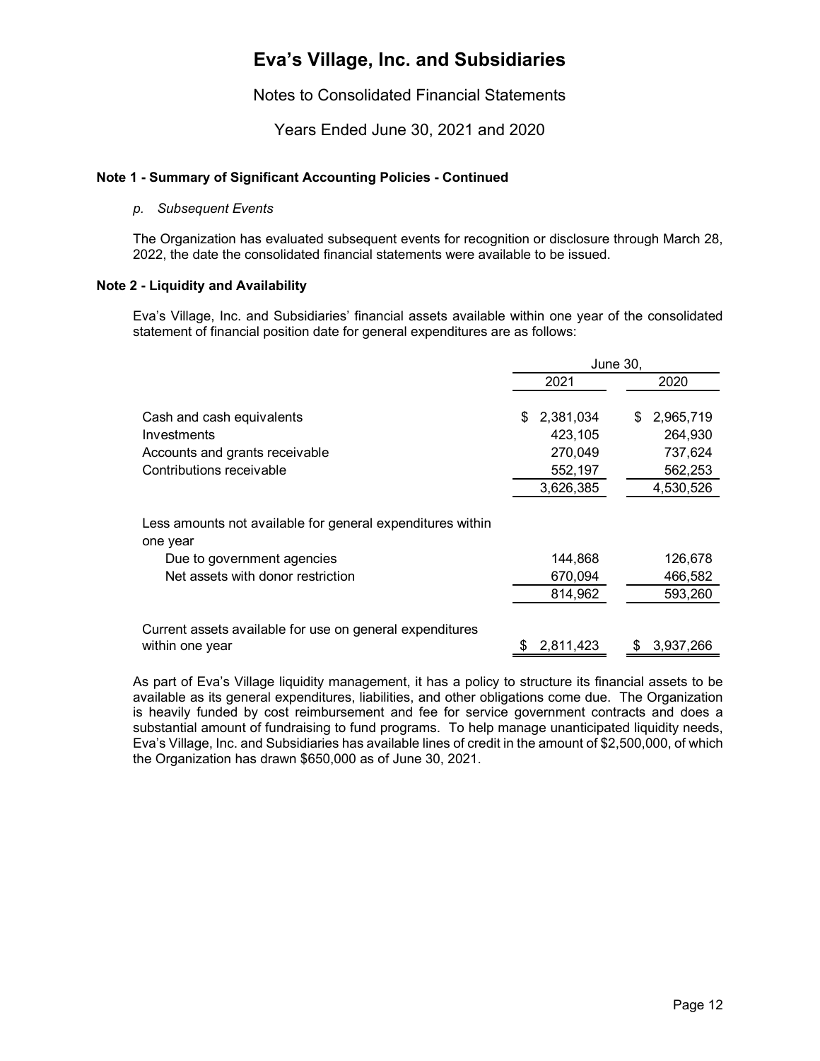# Eva's Village, Inc. and Subsidiaries

Notes to Consolidated Financial Statements

Years Ended June 30, 2021 and 2020

**Note 1 - Summary of Significant Accounting Policies - Continued**

*p. Subsequent Events*

The Organization has evaluated subsequent events for recognition or disclosure through March 28, 2022, the date the consolidated financial statements were available to be issued.

**Note 2 - Liquidity and Availability**

Eva's Village, Inc. and Subsidiaries' financial assets available within one year of the consolidated statement of financial position date for general expenditures are as follows:

| | June 30, | |
|---|---|---|
| | 2021 | 2020 |
| Cash and cash equivalents | $ 2,381,034 | $ 2,965,719 |
| Investments | 423,105 | 264,930 |
| Accounts and grants receivable | 270,049 | 737,624 |
| Contributions receivable | 552,197 | 562,253 |
| | 3,626,385 | 4,530,526 |
| Less amounts not available for general expenditures within one year | | |
| Due to government agencies | 144,868 | 126,678 |
| Net assets with donor restriction | 670,094 | 466,582 |
| | 814,962 | 593,260 |
| Current assets available for use on general expenditures within one year | $ 2,811,423 | $ 3,937,266 |

As part of Eva's Village liquidity management, it has a policy to structure its financial assets to be available as its general expenditures, liabilities, and other obligations come due. The Organization is heavily funded by cost reimbursement and fee for service government contracts and does a substantial amount of fundraising to fund programs. To help manage unanticipated liquidity needs, Eva's Village, Inc. and Subsidiaries has available lines of credit in the amount of $2,500,000, of which the Organization has drawn $650,000 as of June 30, 2021.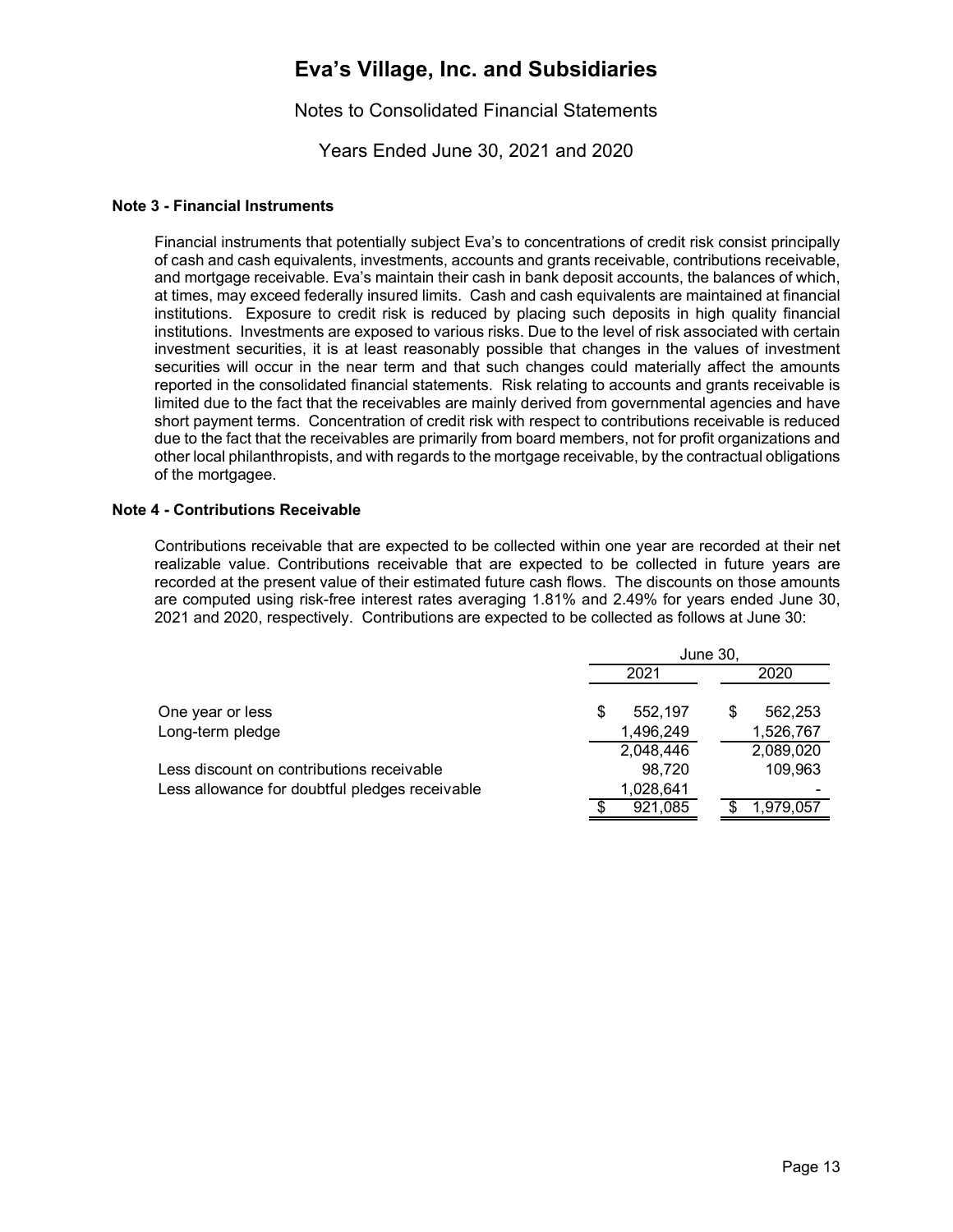# Eva's Village, Inc. and Subsidiaries

Notes to Consolidated Financial Statements

Years Ended June 30, 2021 and 2020

## Note 3 - Financial Instruments

Financial instruments that potentially subject Eva's to concentrations of credit risk consist principally of cash and cash equivalents, investments, accounts and grants receivable, contributions receivable, and mortgage receivable. Eva's maintain their cash in bank deposit accounts, the balances of which, at times, may exceed federally insured limits. Cash and cash equivalents are maintained at financial institutions. Exposure to credit risk is reduced by placing such deposits in high quality financial institutions. Investments are exposed to various risks. Due to the level of risk associated with certain investment securities, it is at least reasonably possible that changes in the values of investment securities will occur in the near term and that such changes could materially affect the amounts reported in the consolidated financial statements. Risk relating to accounts and grants receivable is limited due to the fact that the receivables are mainly derived from governmental agencies and have short payment terms. Concentration of credit risk with respect to contributions receivable is reduced due to the fact that the receivables are primarily from board members, not for profit organizations and other local philanthropists, and with regards to the mortgage receivable, by the contractual obligations of the mortgagee.

## Note 4 - Contributions Receivable

Contributions receivable that are expected to be collected within one year are recorded at their net realizable value. Contributions receivable that are expected to be collected in future years are recorded at the present value of their estimated future cash flows. The discounts on those amounts are computed using risk-free interest rates averaging 1.81% and 2.49% for years ended June 30, 2021 and 2020, respectively. Contributions are expected to be collected as follows at June 30:

| | June 30, | |
|---|---|---|
| | 2021 | 2020 |
| One year or less | $ 552,197 | $ 562,253 |
| Long-term pledge | 1,496,249 | 1,526,767 |
| | 2,048,446 | 2,089,020 |
| Less discount on contributions receivable | 98,720 | 109,963 |
| Less allowance for doubtful pledges receivable | 1,028,641 | - |
| | $ 921,085 | $ 1,979,057 |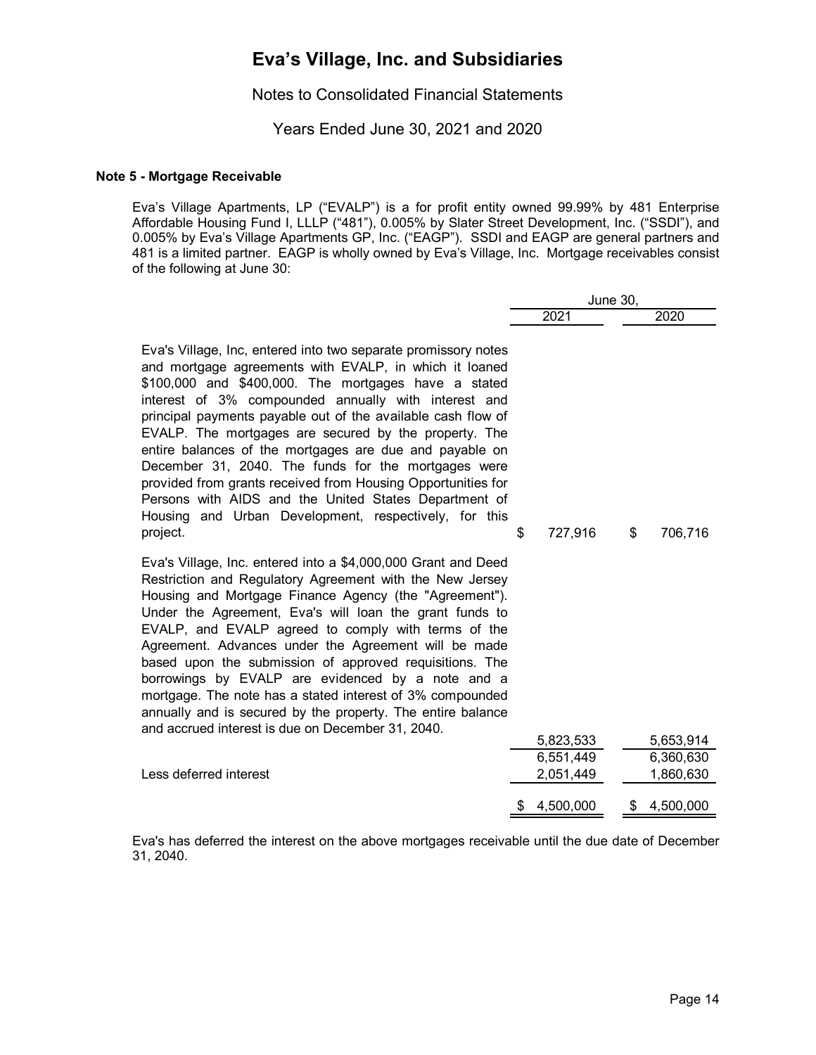# Eva's Village, Inc. and Subsidiaries

Notes to Consolidated Financial Statements

Years Ended June 30, 2021 and 2020

### Note 5 - Mortgage Receivable

Eva's Village Apartments, LP ("EVALP") is a for profit entity owned 99.99% by 481 Enterprise Affordable Housing Fund I, LLLP ("481"), 0.005% by Slater Street Development, Inc. ("SSDI"), and 0.005% by Eva's Village Apartments GP, Inc. ("EAGP"). SSDI and EAGP are general partners and 481 is a limited partner. EAGP is wholly owned by Eva's Village, Inc. Mortgage receivables consist of the following at June 30:

| | June 30, 2021 | June 30, 2020 |
|---|---|---|
| Eva's Village, Inc, entered into two separate promissory notes and mortgage agreements with EVALP, in which it loaned $100,000 and $400,000. The mortgages have a stated interest of 3% compounded annually with interest and principal payments payable out of the available cash flow of EVALP. The mortgages are secured by the property. The entire balances of the mortgages are due and payable on December 31, 2040. The funds for the mortgages were provided from grants received from Housing Opportunities for Persons with AIDS and the United States Department of Housing and Urban Development, respectively, for this project. | $ 727,916 | $ 706,716 |
| Eva's Village, Inc. entered into a $4,000,000 Grant and Deed Restriction and Regulatory Agreement with the New Jersey Housing and Mortgage Finance Agency (the "Agreement"). Under the Agreement, Eva's will loan the grant funds to EVALP, and EVALP agreed to comply with terms of the Agreement. Advances under the Agreement will be made based upon the submission of approved requisitions. The borrowings by EVALP are evidenced by a note and a mortgage. The note has a stated interest of 3% compounded annually and is secured by the property. The entire balance and accrued interest is due on December 31, 2040. | 5,823,533 | 5,653,914 |
| | 6,551,449 | 6,360,630 |
| Less deferred interest | 2,051,449 | 1,860,630 |
| | $ 4,500,000 | $ 4,500,000 |

Eva's has deferred the interest on the above mortgages receivable until the due date of December 31, 2040.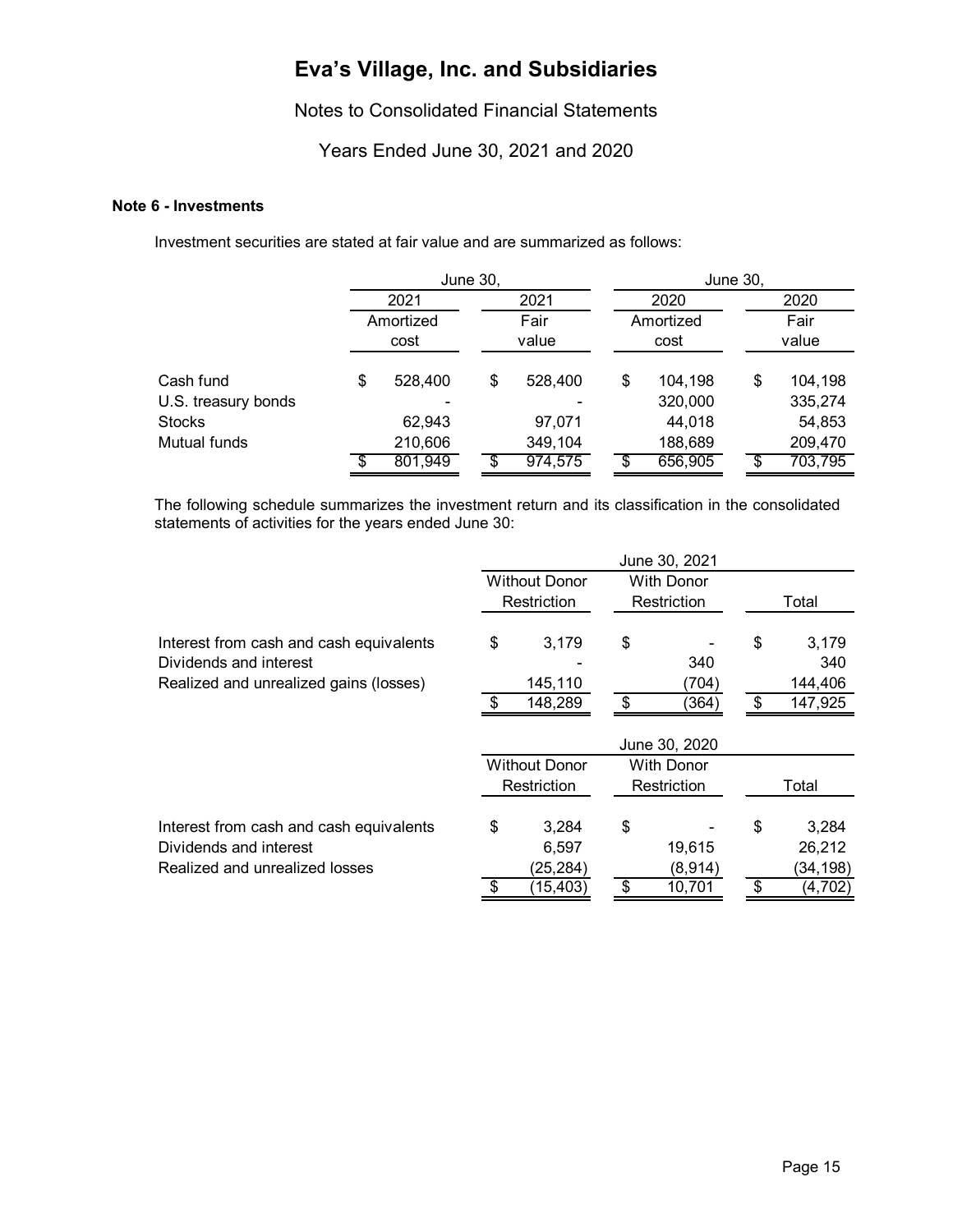# Eva's Village, Inc. and Subsidiaries

Notes to Consolidated Financial Statements

Years Ended June 30, 2021 and 2020

**Note 6 - Investments**

Investment securities are stated at fair value and are summarized as follows:

| | June 30, 2021 Amortized cost | June 30, 2021 Fair value | June 30, 2020 Amortized cost | June 30, 2020 Fair value |
|---|---|---|---|---|
| Cash fund | $ 528,400 | $ 528,400 | $ 104,198 | $ 104,198 |
| U.S. treasury bonds | - | - | 320,000 | 335,274 |
| Stocks | 62,943 | 97,071 | 44,018 | 54,853 |
| Mutual funds | 210,606 | 349,104 | 188,689 | 209,470 |
| | $ 801,949 | $ 974,575 | $ 656,905 | $ 703,795 |

The following schedule summarizes the investment return and its classification in the consolidated statements of activities for the years ended June 30:

| June 30, 2021 | Without Donor Restriction | With Donor Restriction | Total |
|---|---|---|---|
| Interest from cash and cash equivalents | $ 3,179 | $ - | $ 3,179 |
| Dividends and interest | - | 340 | 340 |
| Realized and unrealized gains (losses) | 145,110 | (704) | 144,406 |
| | $ 148,289 | $ (364) | $ 147,925 |

| June 30, 2020 | Without Donor Restriction | With Donor Restriction | Total |
|---|---|---|---|
| Interest from cash and cash equivalents | $ 3,284 | $ - | $ 3,284 |
| Dividends and interest | 6,597 | 19,615 | 26,212 |
| Realized and unrealized losses | (25,284) | (8,914) | (34,198) |
| | $ (15,403) | $ 10,701 | $ (4,702) |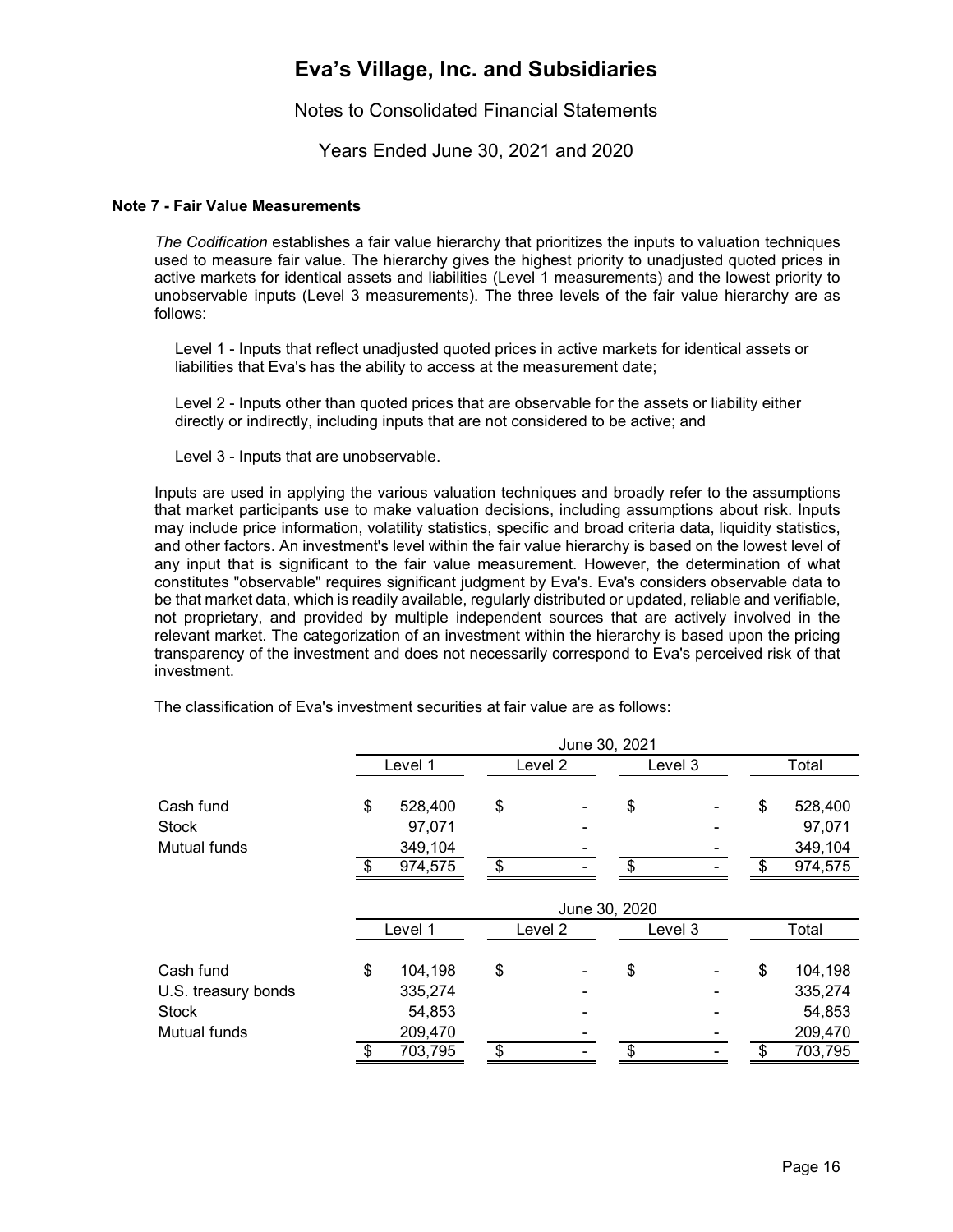# Eva's Village, Inc. and Subsidiaries

Notes to Consolidated Financial Statements

Years Ended June 30, 2021 and 2020

**Note 7 - Fair Value Measurements**

*The Codification* establishes a fair value hierarchy that prioritizes the inputs to valuation techniques used to measure fair value. The hierarchy gives the highest priority to unadjusted quoted prices in active markets for identical assets and liabilities (Level 1 measurements) and the lowest priority to unobservable inputs (Level 3 measurements). The three levels of the fair value hierarchy are as follows:

Level 1 - Inputs that reflect unadjusted quoted prices in active markets for identical assets or liabilities that Eva's has the ability to access at the measurement date;

Level 2 - Inputs other than quoted prices that are observable for the assets or liability either directly or indirectly, including inputs that are not considered to be active; and

Level 3 - Inputs that are unobservable.

Inputs are used in applying the various valuation techniques and broadly refer to the assumptions that market participants use to make valuation decisions, including assumptions about risk. Inputs may include price information, volatility statistics, specific and broad criteria data, liquidity statistics, and other factors. An investment's level within the fair value hierarchy is based on the lowest level of any input that is significant to the fair value measurement. However, the determination of what constitutes "observable" requires significant judgment by Eva's. Eva's considers observable data to be that market data, which is readily available, regularly distributed or updated, reliable and verifiable, not proprietary, and provided by multiple independent sources that are actively involved in the relevant market. The categorization of an investment within the hierarchy is based upon the pricing transparency of the investment and does not necessarily correspond to Eva's perceived risk of that investment.

The classification of Eva's investment securities at fair value are as follows:

| | June 30, 2021 | | | |
|---|---|---|---|---|
| | Level 1 | Level 2 | Level 3 | Total |
| Cash fund | $ 528,400 | $ - | $ - | $ 528,400 |
| Stock | 97,071 | - | - | 97,071 |
| Mutual funds | 349,104 | - | - | 349,104 |
| | $ 974,575 | $ - | $ - | $ 974,575 |

| | June 30, 2020 | | | |
|---|---|---|---|---|
| | Level 1 | Level 2 | Level 3 | Total |
| Cash fund | $ 104,198 | $ - | $ - | $ 104,198 |
| U.S. treasury bonds | 335,274 | - | - | 335,274 |
| Stock | 54,853 | - | - | 54,853 |
| Mutual funds | 209,470 | - | - | 209,470 |
| | $ 703,795 | $ - | $ - | $ 703,795 |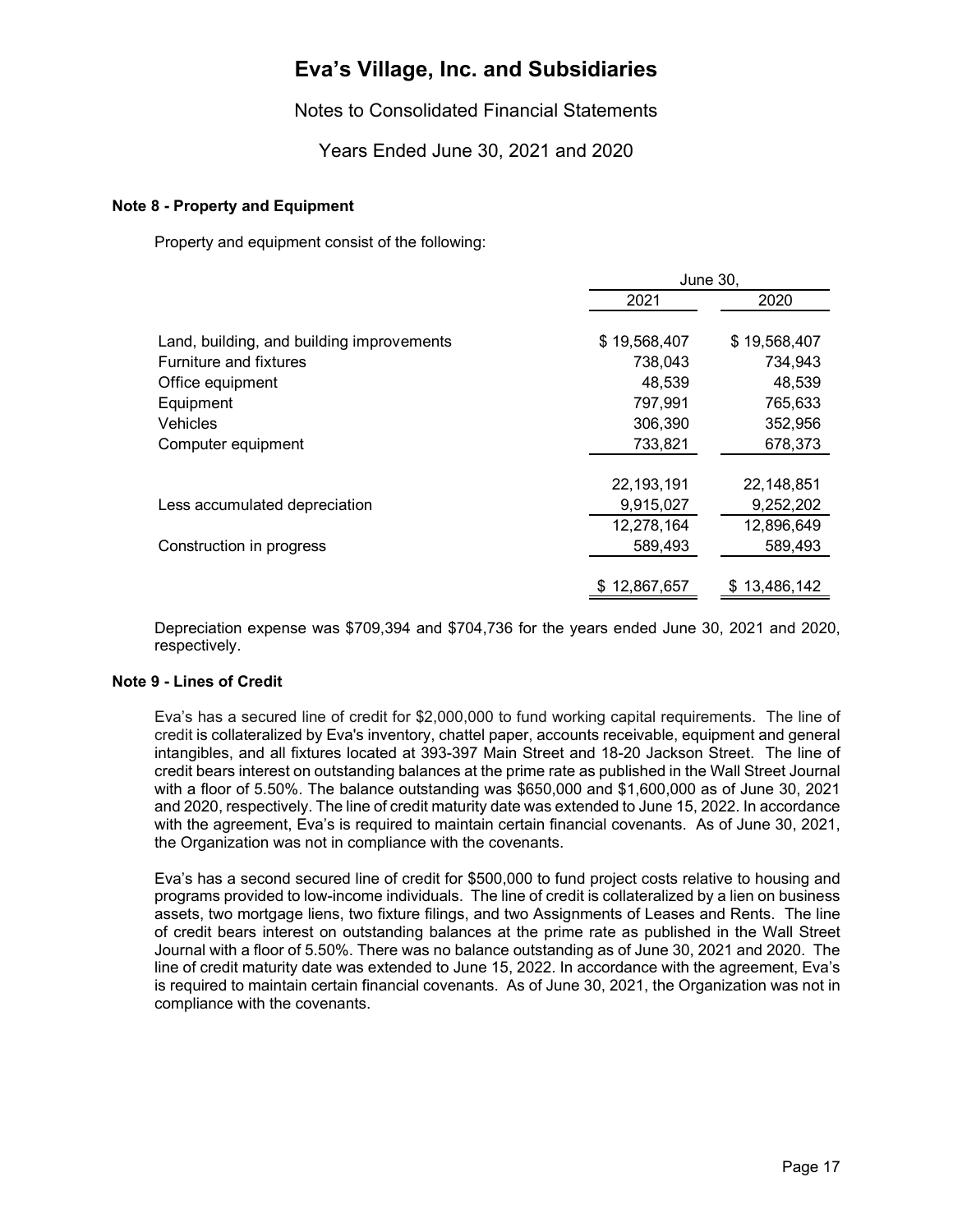# Eva's Village, Inc. and Subsidiaries

Notes to Consolidated Financial Statements

Years Ended June 30, 2021 and 2020

**Note 8 - Property and Equipment**

Property and equipment consist of the following:

| | June 30, 2021 | June 30, 2020 |
|---|---|---|
| Land, building, and building improvements | $ 19,568,407 | $ 19,568,407 |
| Furniture and fixtures | 738,043 | 734,943 |
| Office equipment | 48,539 | 48,539 |
| Equipment | 797,991 | 765,633 |
| Vehicles | 306,390 | 352,956 |
| Computer equipment | 733,821 | 678,373 |
| | 22,193,191 | 22,148,851 |
| Less accumulated depreciation | 9,915,027 | 9,252,202 |
| | 12,278,164 | 12,896,649 |
| Construction in progress | 589,493 | 589,493 |
| | $ 12,867,657 | $ 13,486,142 |

Depreciation expense was $709,394 and $704,736 for the years ended June 30, 2021 and 2020, respectively.

**Note 9 - Lines of Credit**

Eva's has a secured line of credit for $2,000,000 to fund working capital requirements. The line of credit is collateralized by Eva's inventory, chattel paper, accounts receivable, equipment and general intangibles, and all fixtures located at 393-397 Main Street and 18-20 Jackson Street. The line of credit bears interest on outstanding balances at the prime rate as published in the Wall Street Journal with a floor of 5.50%. The balance outstanding was $650,000 and $1,600,000 as of June 30, 2021 and 2020, respectively. The line of credit maturity date was extended to June 15, 2022. In accordance with the agreement, Eva's is required to maintain certain financial covenants. As of June 30, 2021, the Organization was not in compliance with the covenants.

Eva's has a second secured line of credit for $500,000 to fund project costs relative to housing and programs provided to low-income individuals. The line of credit is collateralized by a lien on business assets, two mortgage liens, two fixture filings, and two Assignments of Leases and Rents. The line of credit bears interest on outstanding balances at the prime rate as published in the Wall Street Journal with a floor of 5.50%. There was no balance outstanding as of June 30, 2021 and 2020. The line of credit maturity date was extended to June 15, 2022. In accordance with the agreement, Eva's is required to maintain certain financial covenants. As of June 30, 2021, the Organization was not in compliance with the covenants.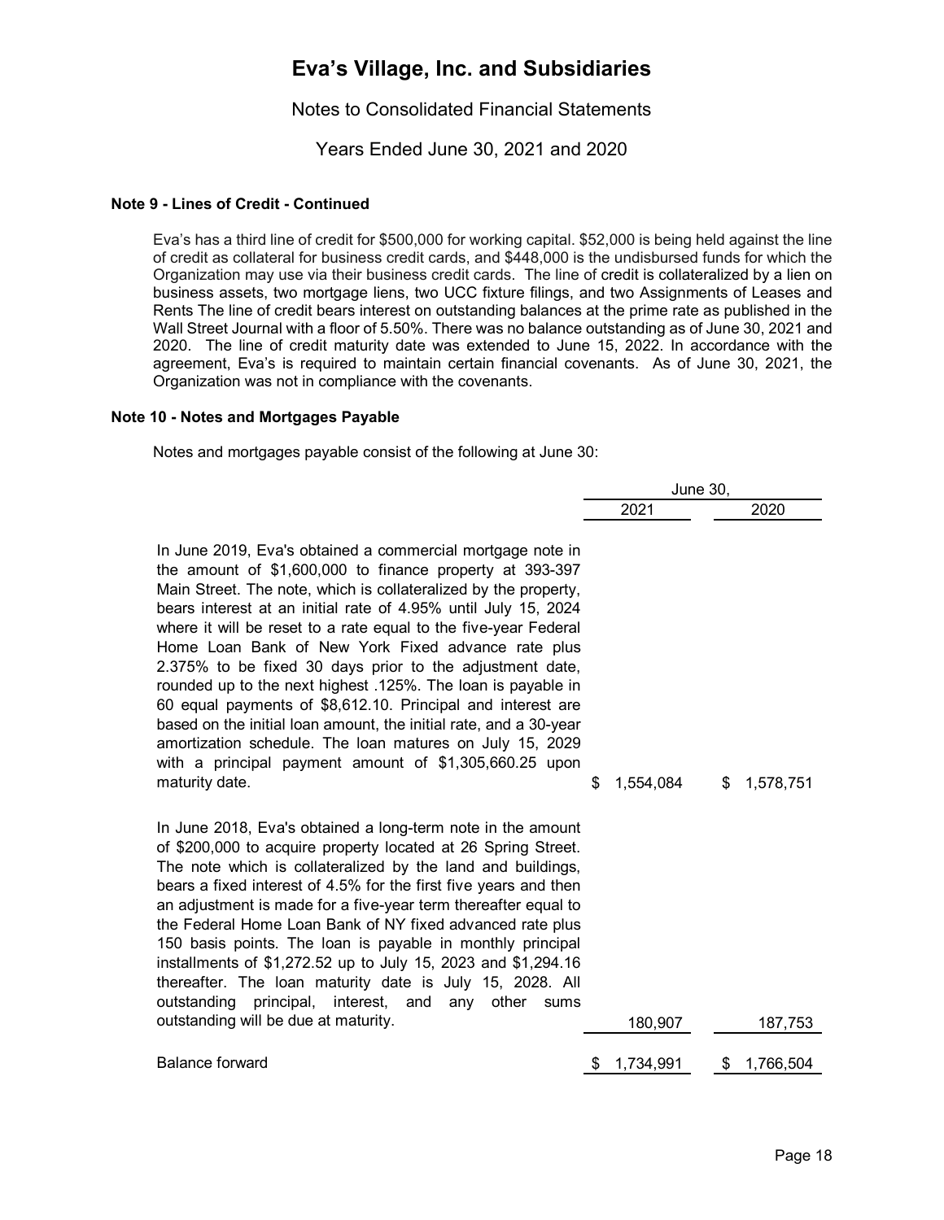### Note 9 - Lines of Credit - Continued

Eva's has a third line of credit for $500,000 for working capital. $52,000 is being held against the line of credit as collateral for business credit cards, and $448,000 is the undisbursed funds for which the Organization may use via their business credit cards. The line of credit is collateralized by a lien on business assets, two mortgage liens, two UCC fixture filings, and two Assignments of Leases and Rents The line of credit bears interest on outstanding balances at the prime rate as published in the Wall Street Journal with a floor of 5.50%. There was no balance outstanding as of June 30, 2021 and 2020. The line of credit maturity date was extended to June 15, 2022. In accordance with the agreement, Eva's is required to maintain certain financial covenants. As of June 30, 2021, the Organization was not in compliance with the covenants.

### Note 10 - Notes and Mortgages Payable

Notes and mortgages payable consist of the following at June 30:

| | June 30, | |
|---|---|---|
| | 2021 | 2020 |
| In June 2019, Eva's obtained a commercial mortgage note in the amount of $1,600,000 to finance property at 393-397 Main Street. The note, which is collateralized by the property, bears interest at an initial rate of 4.95% until July 15, 2024 where it will be reset to a rate equal to the five-year Federal Home Loan Bank of New York Fixed advance rate plus 2.375% to be fixed 30 days prior to the adjustment date, rounded up to the next highest .125%. The loan is payable in 60 equal payments of $8,612.10. Principal and interest are based on the initial loan amount, the initial rate, and a 30-year amortization schedule. The loan matures on July 15, 2029 with a principal payment amount of $1,305,660.25 upon maturity date. | $ 1,554,084 | $ 1,578,751 |
| In June 2018, Eva's obtained a long-term note in the amount of $200,000 to acquire property located at 26 Spring Street. The note which is collateralized by the land and buildings, bears a fixed interest of 4.5% for the first five years and then an adjustment is made for a five-year term thereafter equal to the Federal Home Loan Bank of NY fixed advanced rate plus 150 basis points. The loan is payable in monthly principal installments of $1,272.52 up to July 15, 2023 and $1,294.16 thereafter. The loan maturity date is July 15, 2028. All outstanding principal, interest, and any other sums outstanding will be due at maturity. | 180,907 | 187,753 |
| Balance forward | $ 1,734,991 | $ 1,766,504 |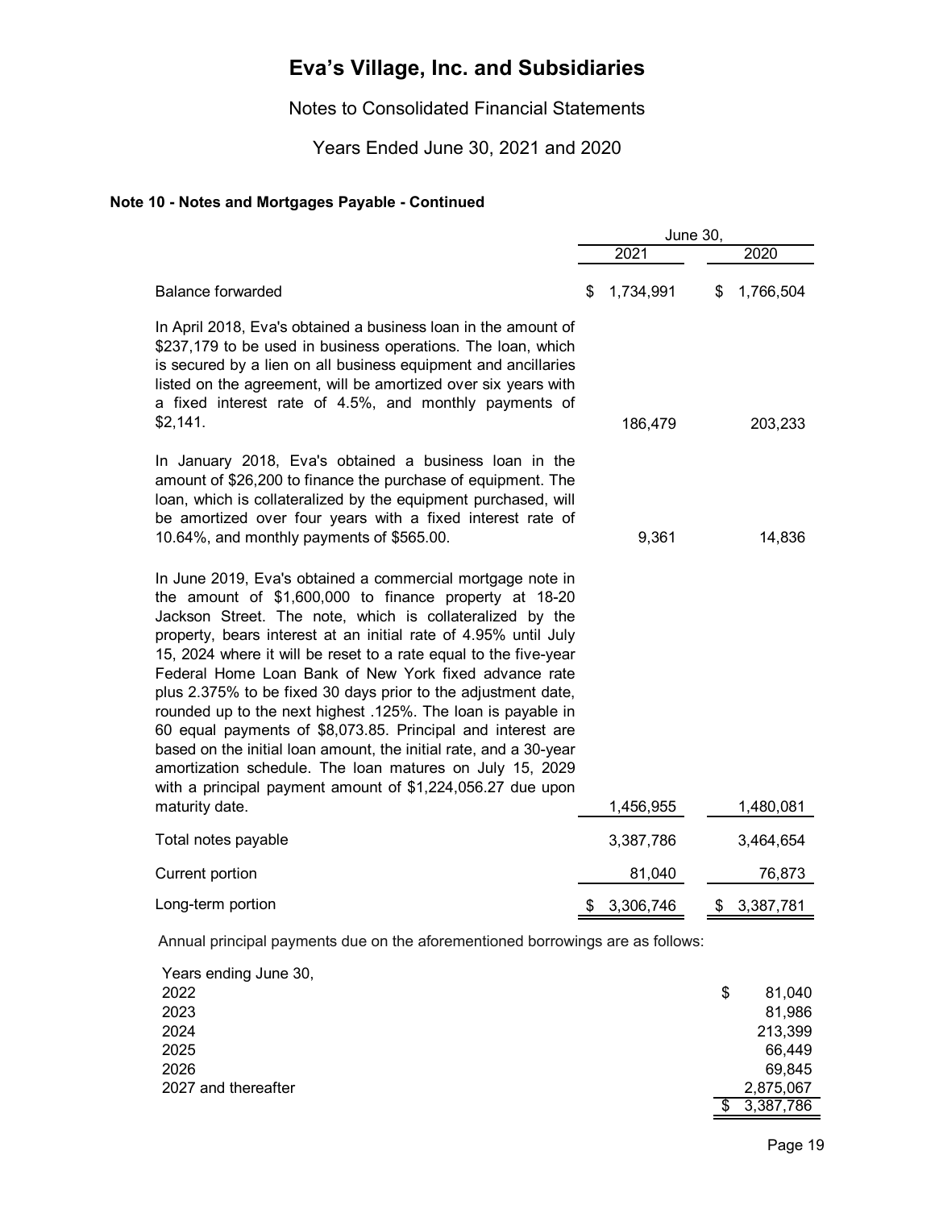# Eva's Village, Inc. and Subsidiaries

Notes to Consolidated Financial Statements

Years Ended June 30, 2021 and 2020

### Note 10 - Notes and Mortgages Payable - Continued

| | June 30, 2021 | June 30, 2020 |
|---|---|---|
| Balance forwarded | $ 1,734,991 | $ 1,766,504 |
| In April 2018, Eva's obtained a business loan in the amount of $237,179 to be used in business operations. The loan, which is secured by a lien on all business equipment and ancillaries listed on the agreement, will be amortized over six years with a fixed interest rate of 4.5%, and monthly payments of $2,141. | 186,479 | 203,233 |
| In January 2018, Eva's obtained a business loan in the amount of $26,200 to finance the purchase of equipment. The loan, which is collateralized by the equipment purchased, will be amortized over four years with a fixed interest rate of 10.64%, and monthly payments of $565.00. | 9,361 | 14,836 |
| In June 2019, Eva's obtained a commercial mortgage note in the amount of $1,600,000 to finance property at 18-20 Jackson Street. The note, which is collateralized by the property, bears interest at an initial rate of 4.95% until July 15, 2024 where it will be reset to a rate equal to the five-year Federal Home Loan Bank of New York fixed advance rate plus 2.375% to be fixed 30 days prior to the adjustment date, rounded up to the next highest .125%. The loan is payable in 60 equal payments of $8,073.85. Principal and interest are based on the initial loan amount, the initial rate, and a 30-year amortization schedule. The loan matures on July 15, 2029 with a principal payment amount of $1,224,056.27 due upon maturity date. | 1,456,955 | 1,480,081 |
| Total notes payable | 3,387,786 | 3,464,654 |
| Current portion | 81,040 | 76,873 |
| Long-term portion | $ 3,306,746 | $ 3,387,781 |

Annual principal payments due on the aforementioned borrowings are as follows:

| Years ending June 30, | |
|---|---|
| 2022 | $ 81,040 |
| 2023 | 81,986 |
| 2024 | 213,399 |
| 2025 | 66,449 |
| 2026 | 69,845 |
| 2027 and thereafter | 2,875,067 |
| | $ 3,387,786 |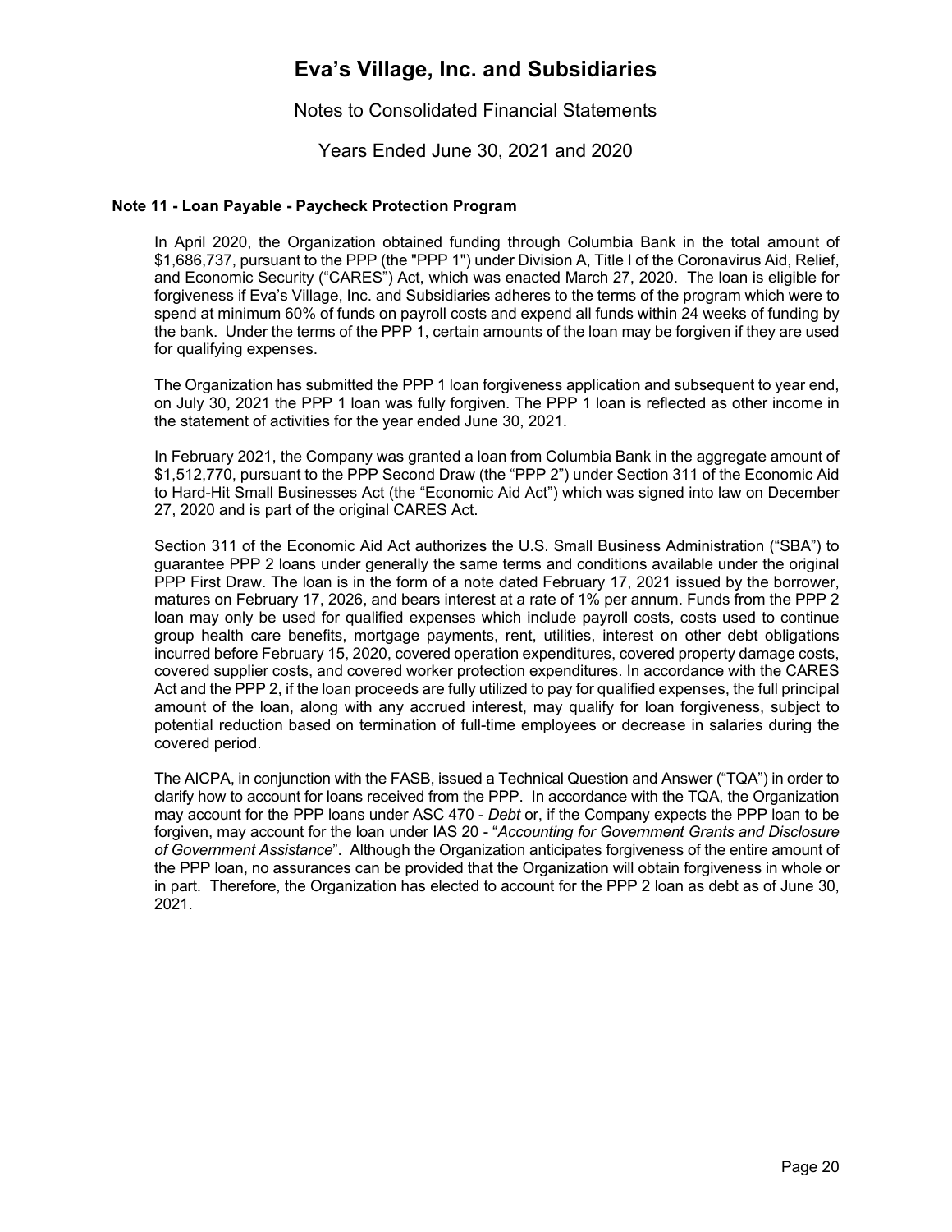### Note 11 - Loan Payable - Paycheck Protection Program

In April 2020, the Organization obtained funding through Columbia Bank in the total amount of $1,686,737, pursuant to the PPP (the "PPP 1") under Division A, Title I of the Coronavirus Aid, Relief, and Economic Security ("CARES") Act, which was enacted March 27, 2020. The loan is eligible for forgiveness if Eva's Village, Inc. and Subsidiaries adheres to the terms of the program which were to spend at minimum 60% of funds on payroll costs and expend all funds within 24 weeks of funding by the bank. Under the terms of the PPP 1, certain amounts of the loan may be forgiven if they are used for qualifying expenses.

The Organization has submitted the PPP 1 loan forgiveness application and subsequent to year end, on July 30, 2021 the PPP 1 loan was fully forgiven. The PPP 1 loan is reflected as other income in the statement of activities for the year ended June 30, 2021.

In February 2021, the Company was granted a loan from Columbia Bank in the aggregate amount of $1,512,770, pursuant to the PPP Second Draw (the "PPP 2") under Section 311 of the Economic Aid to Hard-Hit Small Businesses Act (the "Economic Aid Act") which was signed into law on December 27, 2020 and is part of the original CARES Act.

Section 311 of the Economic Aid Act authorizes the U.S. Small Business Administration ("SBA") to guarantee PPP 2 loans under generally the same terms and conditions available under the original PPP First Draw. The loan is in the form of a note dated February 17, 2021 issued by the borrower, matures on February 17, 2026, and bears interest at a rate of 1% per annum. Funds from the PPP 2 loan may only be used for qualified expenses which include payroll costs, costs used to continue group health care benefits, mortgage payments, rent, utilities, interest on other debt obligations incurred before February 15, 2020, covered operation expenditures, covered property damage costs, covered supplier costs, and covered worker protection expenditures. In accordance with the CARES Act and the PPP 2, if the loan proceeds are fully utilized to pay for qualified expenses, the full principal amount of the loan, along with any accrued interest, may qualify for loan forgiveness, subject to potential reduction based on termination of full-time employees or decrease in salaries during the covered period.

The AICPA, in conjunction with the FASB, issued a Technical Question and Answer ("TQA") in order to clarify how to account for loans received from the PPP. In accordance with the TQA, the Organization may account for the PPP loans under ASC 470 - *Debt* or, if the Company expects the PPP loan to be forgiven, may account for the loan under IAS 20 - "*Accounting for Government Grants and Disclosure of Government Assistance*". Although the Organization anticipates forgiveness of the entire amount of the PPP loan, no assurances can be provided that the Organization will obtain forgiveness in whole or in part. Therefore, the Organization has elected to account for the PPP 2 loan as debt as of June 30, 2021.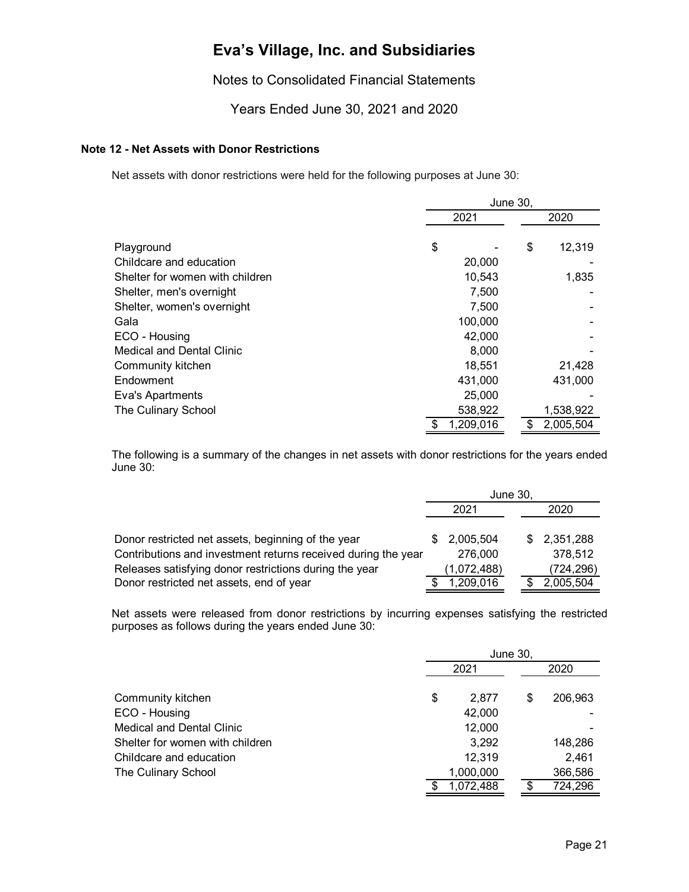# Eva's Village, Inc. and Subsidiaries

Notes to Consolidated Financial Statements

Years Ended June 30, 2021 and 2020

### Note 12 - Net Assets with Donor Restrictions

Net assets with donor restrictions were held for the following purposes at June 30:

| | June 30, | |
|---|---|---|
| | 2021 | 2020 |
| Playground | $ - | $ 12,319 |
| Childcare and education | 20,000 | - |
| Shelter for women with children | 10,543 | 1,835 |
| Shelter, men's overnight | 7,500 | - |
| Shelter, women's overnight | 7,500 | - |
| Gala | 100,000 | - |
| ECO - Housing | 42,000 | - |
| Medical and Dental Clinic | 8,000 | - |
| Community kitchen | 18,551 | 21,428 |
| Endowment | 431,000 | 431,000 |
| Eva's Apartments | 25,000 | - |
| The Culinary School | 538,922 | 1,538,922 |
| | $ 1,209,016 | $ 2,005,504 |

The following is a summary of the changes in net assets with donor restrictions for the years ended June 30:

| | June 30, | |
|---|---|---|
| | 2021 | 2020 |
| Donor restricted net assets, beginning of the year | $ 2,005,504 | $ 2,351,288 |
| Contributions and investment returns received during the year | 276,000 | 378,512 |
| Releases satisfying donor restrictions during the year | (1,072,488) | (724,296) |
| Donor restricted net assets, end of year | $ 1,209,016 | $ 2,005,504 |

Net assets were released from donor restrictions by incurring expenses satisfying the restricted purposes as follows during the years ended June 30:

| | June 30, | |
|---|---|---|
| | 2021 | 2020 |
| Community kitchen | $ 2,877 | $ 206,963 |
| ECO - Housing | 42,000 | - |
| Medical and Dental Clinic | 12,000 | - |
| Shelter for women with children | 3,292 | 148,286 |
| Childcare and education | 12,319 | 2,461 |
| The Culinary School | 1,000,000 | 366,586 |
| | $ 1,072,488 | $ 724,296 |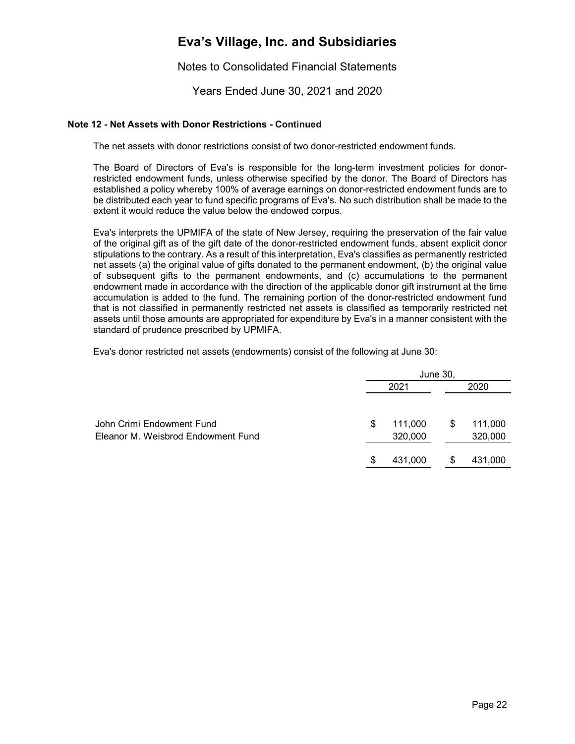# Eva's Village, Inc. and Subsidiaries

Notes to Consolidated Financial Statements

Years Ended June 30, 2021 and 2020

### Note 12 - Net Assets with Donor Restrictions - Continued

The net assets with donor restrictions consist of two donor-restricted endowment funds.

The Board of Directors of Eva's is responsible for the long-term investment policies for donor-restricted endowment funds, unless otherwise specified by the donor. The Board of Directors has established a policy whereby 100% of average earnings on donor-restricted endowment funds are to be distributed each year to fund specific programs of Eva's. No such distribution shall be made to the extent it would reduce the value below the endowed corpus.

Eva's interprets the UPMIFA of the state of New Jersey, requiring the preservation of the fair value of the original gift as of the gift date of the donor-restricted endowment funds, absent explicit donor stipulations to the contrary. As a result of this interpretation, Eva's classifies as permanently restricted net assets (a) the original value of gifts donated to the permanent endowment, (b) the original value of subsequent gifts to the permanent endowments, and (c) accumulations to the permanent endowment made in accordance with the direction of the applicable donor gift instrument at the time accumulation is added to the fund. The remaining portion of the donor-restricted endowment fund that is not classified in permanently restricted net assets is classified as temporarily restricted net assets until those amounts are appropriated for expenditure by Eva's in a manner consistent with the standard of prudence prescribed by UPMIFA.

Eva's donor restricted net assets (endowments) consist of the following at June 30:

| | June 30, | |
|---|---|---|
| | 2021 | 2020 |
| John Crimi Endowment Fund | $ 111,000 | $ 111,000 |
| Eleanor M. Weisbrod Endowment Fund | 320,000 | 320,000 |
| | $ 431,000 | $ 431,000 |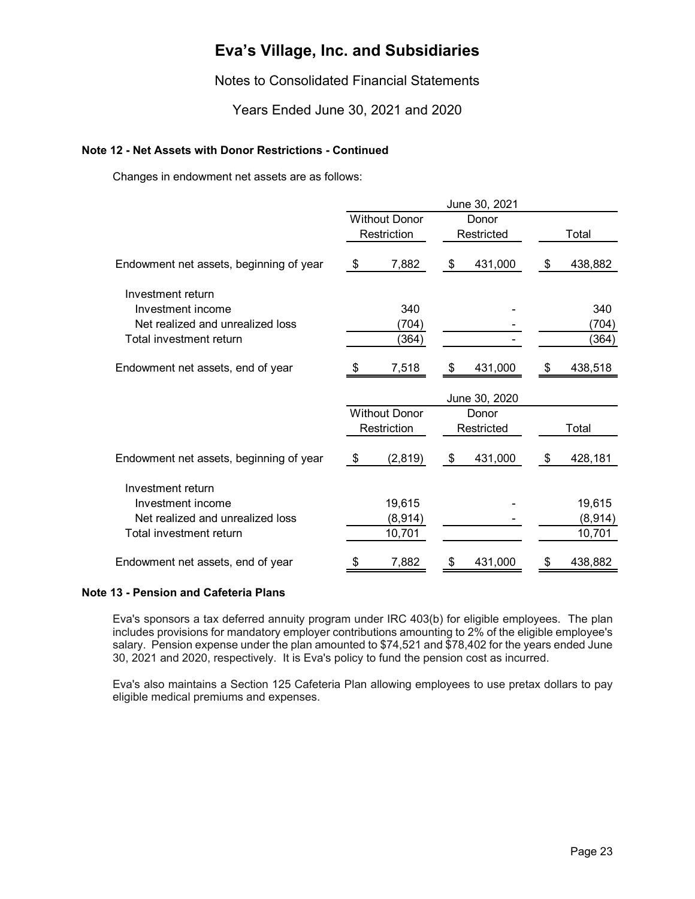# Eva's Village, Inc. and Subsidiaries

Notes to Consolidated Financial Statements

Years Ended June 30, 2021 and 2020

### Note 12 - Net Assets with Donor Restrictions - Continued

Changes in endowment net assets are as follows:

| | June 30, 2021 | | |
|---|---|---|---|
| | Without Donor Restriction | Donor Restricted | Total |
| Endowment net assets, beginning of year | $ 7,882 | $ 431,000 | $ 438,882 |
| Investment return | | | |
| Investment income | 340 | - | 340 |
| Net realized and unrealized loss | (704) | - | (704) |
| Total investment return | (364) | - | (364) |
| Endowment net assets, end of year | $ 7,518 | $ 431,000 | $ 438,518 |

| | June 30, 2020 | | |
|---|---|---|---|
| | Without Donor Restriction | Donor Restricted | Total |
| Endowment net assets, beginning of year | $ (2,819) | $ 431,000 | $ 428,181 |
| Investment return | | | |
| Investment income | 19,615 | - | 19,615 |
| Net realized and unrealized loss | (8,914) | - | (8,914) |
| Total investment return | 10,701 | | 10,701 |
| Endowment net assets, end of year | $ 7,882 | $ 431,000 | $ 438,882 |

### Note 13 - Pension and Cafeteria Plans

Eva's sponsors a tax deferred annuity program under IRC 403(b) for eligible employees. The plan includes provisions for mandatory employer contributions amounting to 2% of the eligible employee's salary. Pension expense under the plan amounted to $74,521 and $78,402 for the years ended June 30, 2021 and 2020, respectively. It is Eva's policy to fund the pension cost as incurred.

Eva's also maintains a Section 125 Cafeteria Plan allowing employees to use pretax dollars to pay eligible medical premiums and expenses.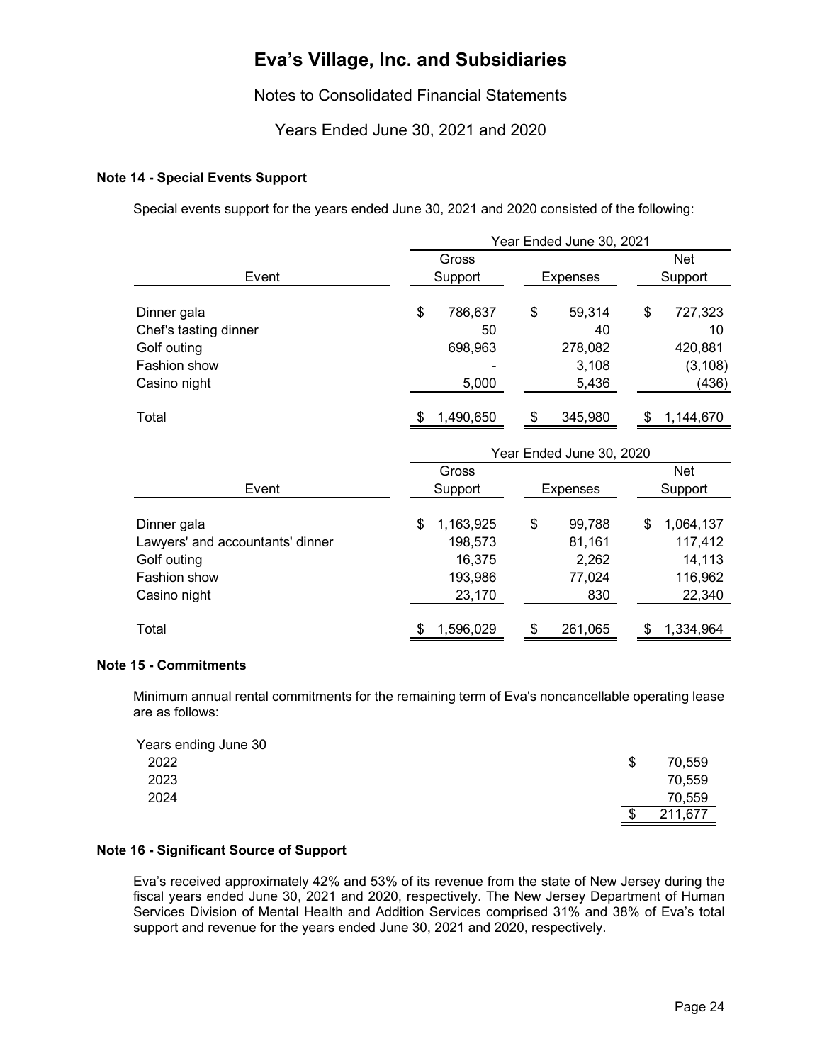# Eva's Village, Inc. and Subsidiaries

Notes to Consolidated Financial Statements

Years Ended June 30, 2021 and 2020

### Note 14 - Special Events Support

Special events support for the years ended June 30, 2021 and 2020 consisted of the following:

| | Year Ended June 30, 2021 | | |
|---|---|---|---|
| Event | Gross Support | Expenses | Net Support |
| Dinner gala | $ 786,637 | $ 59,314 | $ 727,323 |
| Chef's tasting dinner | 50 | 40 | 10 |
| Golf outing | 698,963 | 278,082 | 420,881 |
| Fashion show | - | 3,108 | (3,108) |
| Casino night | 5,000 | 5,436 | (436) |
| Total | $ 1,490,650 | $ 345,980 | $ 1,144,670 |

| | Year Ended June 30, 2020 | | |
|---|---|---|---|
| Event | Gross Support | Expenses | Net Support |
| Dinner gala | $ 1,163,925 | $ 99,788 | $ 1,064,137 |
| Lawyers' and accountants' dinner | 198,573 | 81,161 | 117,412 |
| Golf outing | 16,375 | 2,262 | 14,113 |
| Fashion show | 193,986 | 77,024 | 116,962 |
| Casino night | 23,170 | 830 | 22,340 |
| Total | $ 1,596,029 | $ 261,065 | $ 1,334,964 |

### Note 15 - Commitments

Minimum annual rental commitments for the remaining term of Eva's noncancellable operating lease are as follows:

| Years ending June 30 | |
|---|---|
| 2022 | $ 70,559 |
| 2023 | 70,559 |
| 2024 | 70,559 |
| | $ 211,677 |

### Note 16 - Significant Source of Support

Eva's received approximately 42% and 53% of its revenue from the state of New Jersey during the fiscal years ended June 30, 2021 and 2020, respectively. The New Jersey Department of Human Services Division of Mental Health and Addition Services comprised 31% and 38% of Eva's total support and revenue for the years ended June 30, 2021 and 2020, respectively.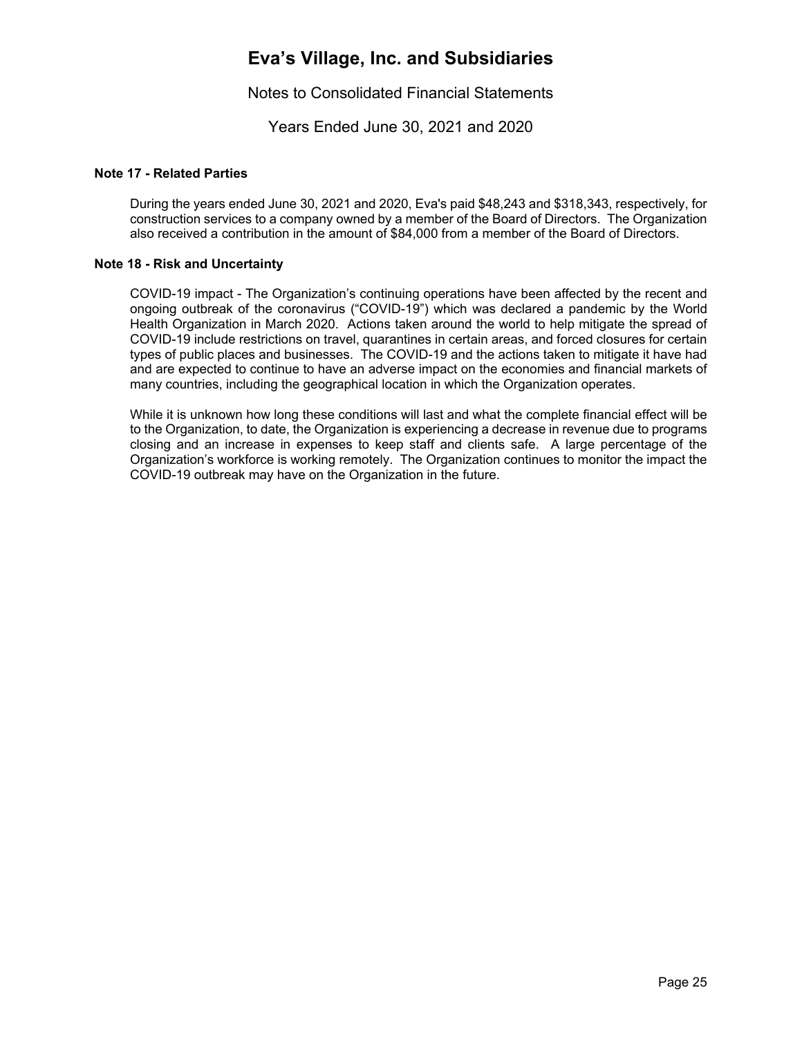# Eva's Village, Inc. and Subsidiaries

Notes to Consolidated Financial Statements

Years Ended June 30, 2021 and 2020

**Note 17 - Related Parties**

During the years ended June 30, 2021 and 2020, Eva's paid $48,243 and $318,343, respectively, for construction services to a company owned by a member of the Board of Directors. The Organization also received a contribution in the amount of $84,000 from a member of the Board of Directors.

**Note 18 - Risk and Uncertainty**

COVID-19 impact - The Organization's continuing operations have been affected by the recent and ongoing outbreak of the coronavirus ("COVID-19") which was declared a pandemic by the World Health Organization in March 2020. Actions taken around the world to help mitigate the spread of COVID-19 include restrictions on travel, quarantines in certain areas, and forced closures for certain types of public places and businesses. The COVID-19 and the actions taken to mitigate it have had and are expected to continue to have an adverse impact on the economies and financial markets of many countries, including the geographical location in which the Organization operates.

While it is unknown how long these conditions will last and what the complete financial effect will be to the Organization, to date, the Organization is experiencing a decrease in revenue due to programs closing and an increase in expenses to keep staff and clients safe. A large percentage of the Organization's workforce is working remotely. The Organization continues to monitor the impact the COVID-19 outbreak may have on the Organization in the future.